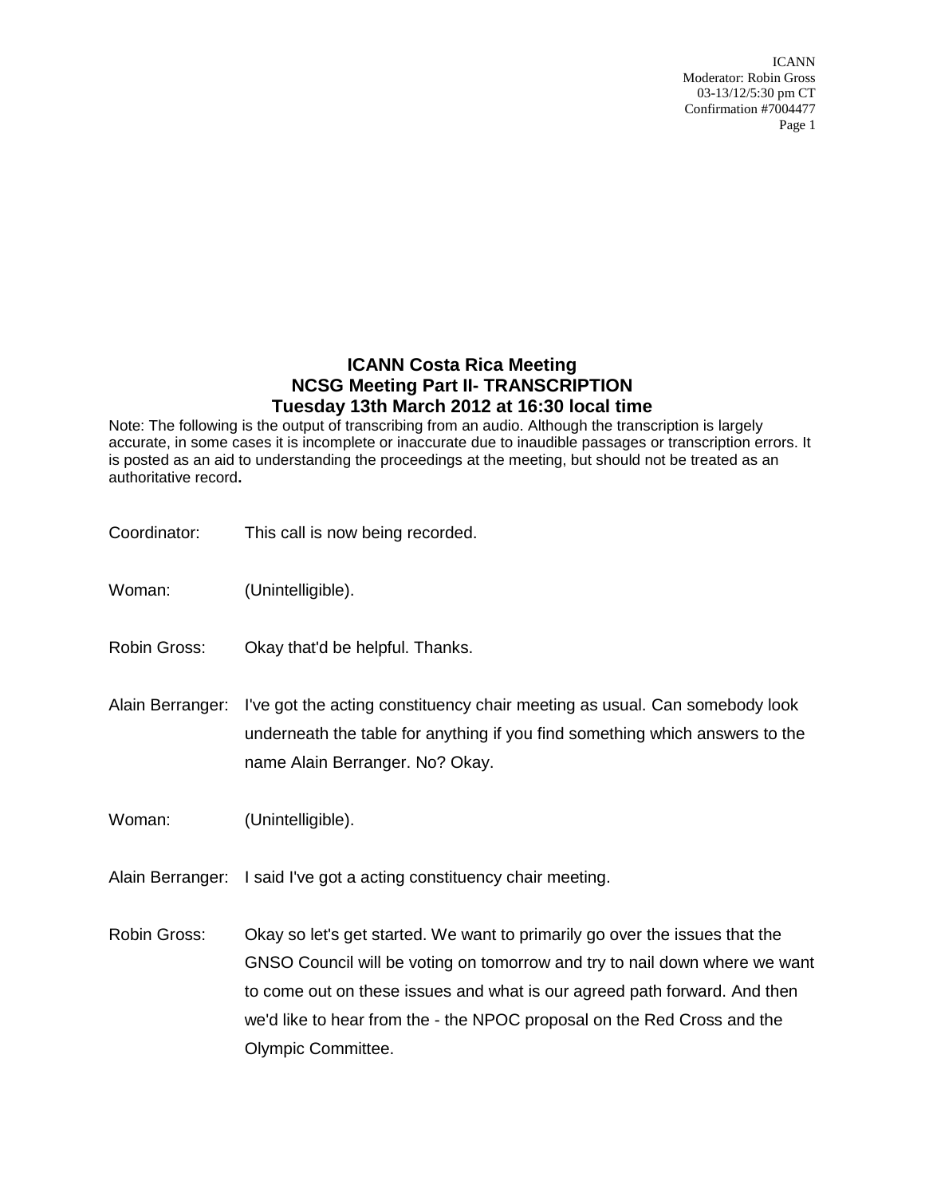# ICANN Costa Rica Meeting
# NCSG Meeting Part II- TRANSCRIPTION
# Tuesday 13th March 2012 at 16:30 local time

Note: The following is the output of transcribing from an audio. Although the transcription is largely accurate, in some cases it is incomplete or inaccurate due to inaudible passages or transcription errors. It is posted as an aid to understanding the proceedings at the meeting, but should not be treated as an authoritative record**.**

Coordinator: This call is now being recorded.

Woman: (Unintelligible).

Robin Gross: Okay that'd be helpful. Thanks.

Alain Berranger: I've got the acting constituency chair meeting as usual. Can somebody look underneath the table for anything if you find something which answers to the name Alain Berranger. No? Okay.

Woman: (Unintelligible).

Alain Berranger: I said I've got a acting constituency chair meeting.

Robin Gross: Okay so let's get started. We want to primarily go over the issues that the GNSO Council will be voting on tomorrow and try to nail down where we want to come out on these issues and what is our agreed path forward. And then we'd like to hear from the - the NPOC proposal on the Red Cross and the Olympic Committee.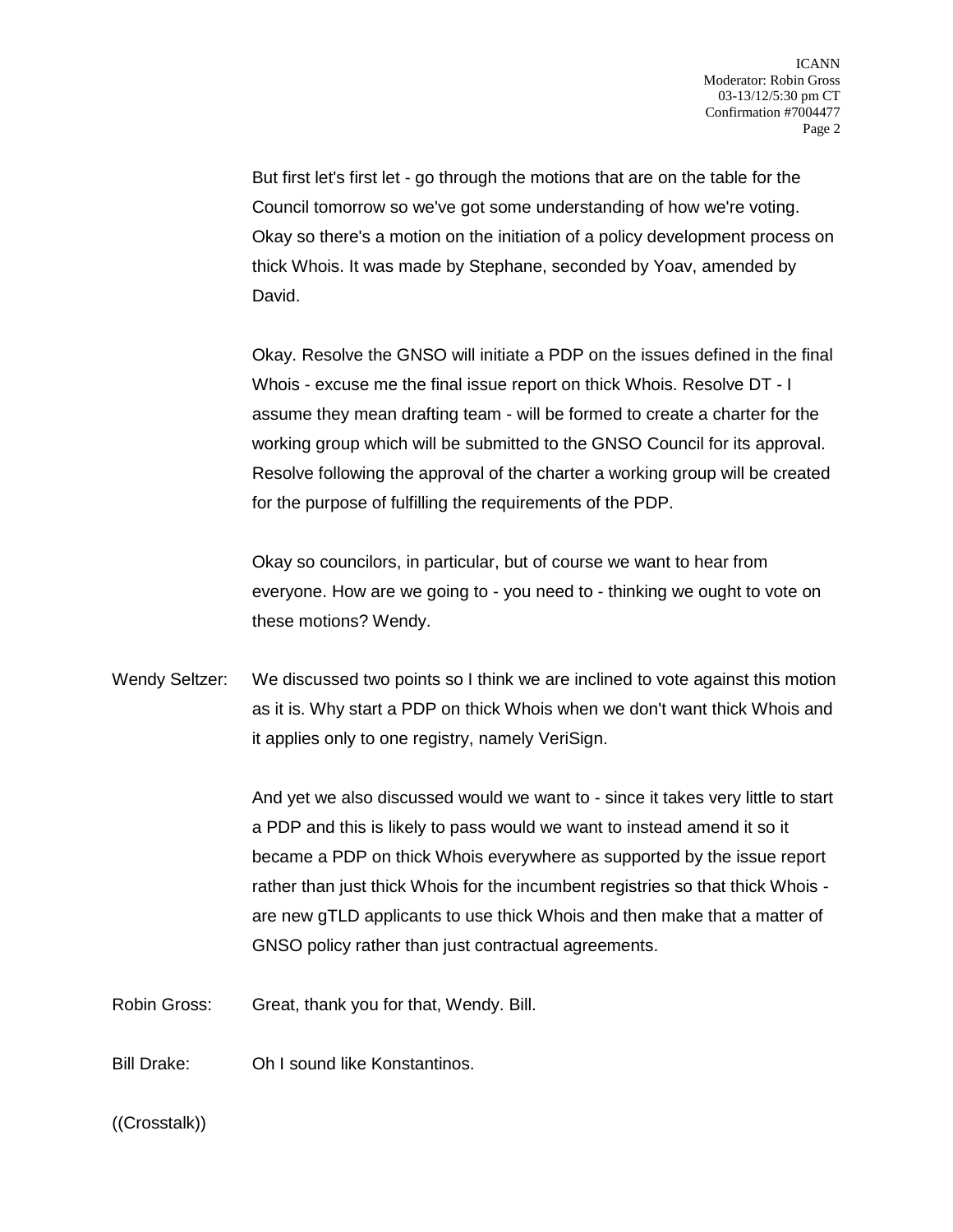But first let's first let - go through the motions that are on the table for the Council tomorrow so we've got some understanding of how we're voting. Okay so there's a motion on the initiation of a policy development process on thick Whois. It was made by Stephane, seconded by Yoav, amended by David.

Okay. Resolve the GNSO will initiate a PDP on the issues defined in the final Whois - excuse me the final issue report on thick Whois. Resolve DT - I assume they mean drafting team - will be formed to create a charter for the working group which will be submitted to the GNSO Council for its approval. Resolve following the approval of the charter a working group will be created for the purpose of fulfilling the requirements of the PDP.

Okay so councilors, in particular, but of course we want to hear from everyone. How are we going to - you need to - thinking we ought to vote on these motions? Wendy.

Wendy Seltzer: We discussed two points so I think we are inclined to vote against this motion as it is. Why start a PDP on thick Whois when we don't want thick Whois and it applies only to one registry, namely VeriSign.

And yet we also discussed would we want to - since it takes very little to start a PDP and this is likely to pass would we want to instead amend it so it became a PDP on thick Whois everywhere as supported by the issue report rather than just thick Whois for the incumbent registries so that thick Whois - are new gTLD applicants to use thick Whois and then make that a matter of GNSO policy rather than just contractual agreements.

Robin Gross: Great, thank you for that, Wendy. Bill.

Bill Drake: Oh I sound like Konstantinos.

((Crosstalk))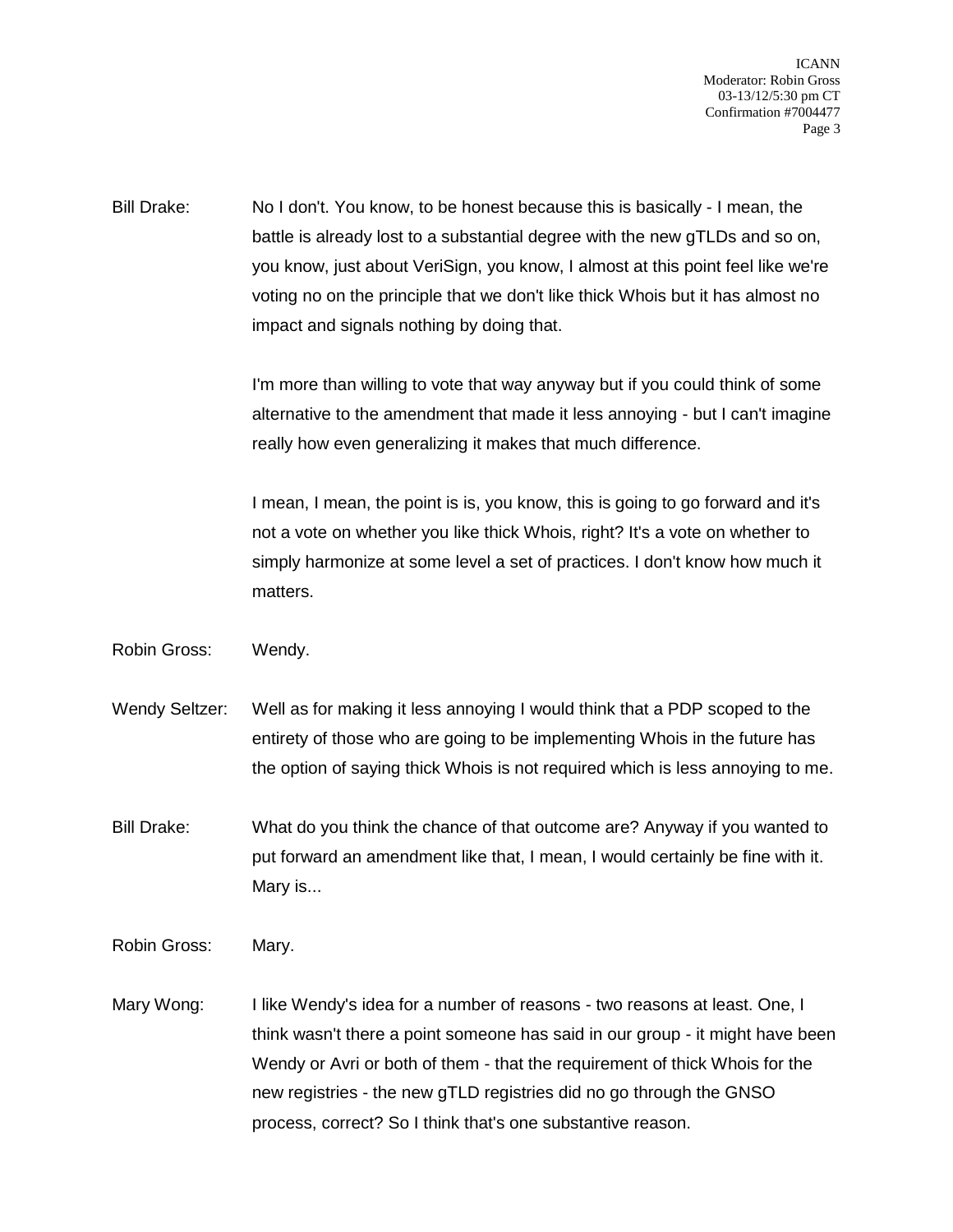Bill Drake: No I don't. You know, to be honest because this is basically - I mean, the battle is already lost to a substantial degree with the new gTLDs and so on, you know, just about VeriSign, you know, I almost at this point feel like we're voting no on the principle that we don't like thick Whois but it has almost no impact and signals nothing by doing that.

I'm more than willing to vote that way anyway but if you could think of some alternative to the amendment that made it less annoying - but I can't imagine really how even generalizing it makes that much difference.

I mean, I mean, the point is is, you know, this is going to go forward and it's not a vote on whether you like thick Whois, right? It's a vote on whether to simply harmonize at some level a set of practices. I don't know how much it matters.

Robin Gross: Wendy.

Wendy Seltzer: Well as for making it less annoying I would think that a PDP scoped to the entirety of those who are going to be implementing Whois in the future has the option of saying thick Whois is not required which is less annoying to me.

Bill Drake: What do you think the chance of that outcome are? Anyway if you wanted to put forward an amendment like that, I mean, I would certainly be fine with it. Mary is...

Robin Gross: Mary.

Mary Wong: I like Wendy's idea for a number of reasons - two reasons at least. One, I think wasn't there a point someone has said in our group - it might have been Wendy or Avri or both of them - that the requirement of thick Whois for the new registries - the new gTLD registries did no go through the GNSO process, correct? So I think that's one substantive reason.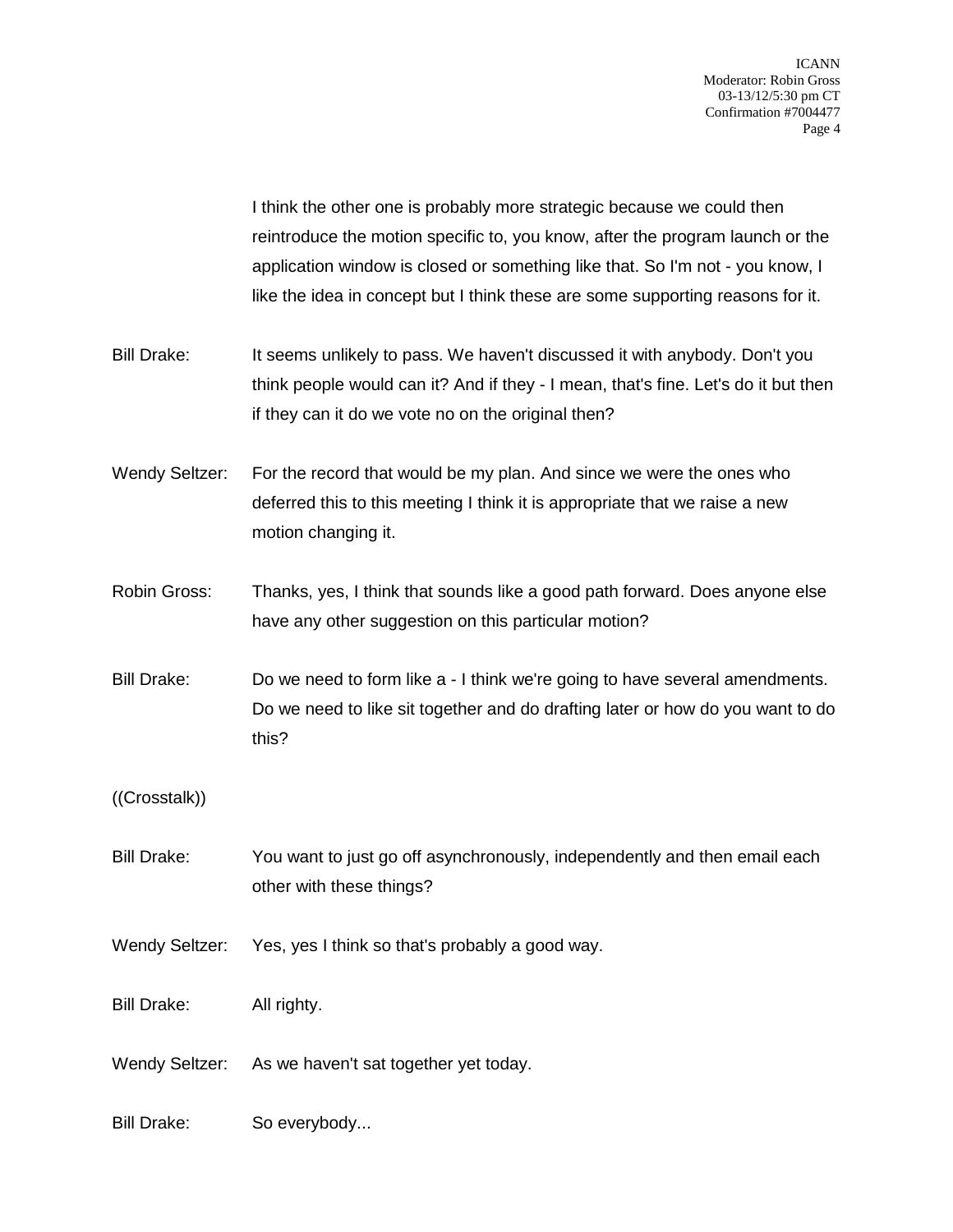I think the other one is probably more strategic because we could then reintroduce the motion specific to, you know, after the program launch or the application window is closed or something like that. So I'm not - you know, I like the idea in concept but I think these are some supporting reasons for it.

Bill Drake: It seems unlikely to pass. We haven't discussed it with anybody. Don't you think people would can it? And if they - I mean, that's fine. Let's do it but then if they can it do we vote no on the original then?

Wendy Seltzer: For the record that would be my plan. And since we were the ones who deferred this to this meeting I think it is appropriate that we raise a new motion changing it.

Robin Gross: Thanks, yes, I think that sounds like a good path forward. Does anyone else have any other suggestion on this particular motion?

Bill Drake: Do we need to form like a - I think we're going to have several amendments. Do we need to like sit together and do drafting later or how do you want to do this?

((Crosstalk))

Bill Drake: You want to just go off asynchronously, independently and then email each other with these things?

Wendy Seltzer: Yes, yes I think so that's probably a good way.

Bill Drake: All righty.

Wendy Seltzer: As we haven't sat together yet today.

Bill Drake: So everybody...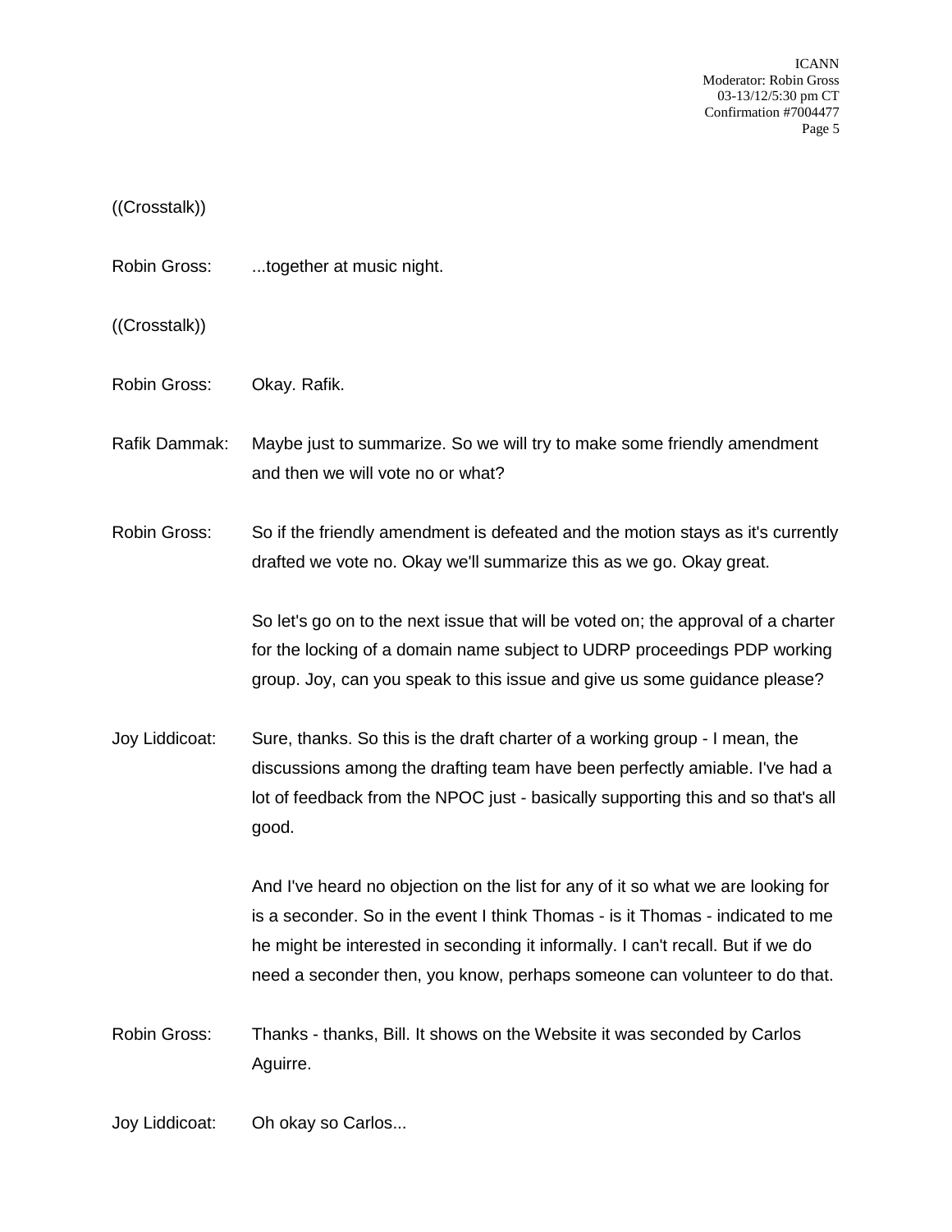((Crosstalk))

Robin Gross: ...together at music night.

((Crosstalk))

Robin Gross: Okay. Rafik.

Rafik Dammak: Maybe just to summarize. So we will try to make some friendly amendment and then we will vote no or what?

Robin Gross: So if the friendly amendment is defeated and the motion stays as it's currently drafted we vote no. Okay we'll summarize this as we go. Okay great.

So let's go on to the next issue that will be voted on; the approval of a charter for the locking of a domain name subject to UDRP proceedings PDP working group. Joy, can you speak to this issue and give us some guidance please?

Joy Liddicoat: Sure, thanks. So this is the draft charter of a working group - I mean, the discussions among the drafting team have been perfectly amiable. I've had a lot of feedback from the NPOC just - basically supporting this and so that's all good.

And I've heard no objection on the list for any of it so what we are looking for is a seconder. So in the event I think Thomas - is it Thomas - indicated to me he might be interested in seconding it informally. I can't recall. But if we do need a seconder then, you know, perhaps someone can volunteer to do that.

Robin Gross: Thanks - thanks, Bill. It shows on the Website it was seconded by Carlos Aguirre.

Joy Liddicoat: Oh okay so Carlos...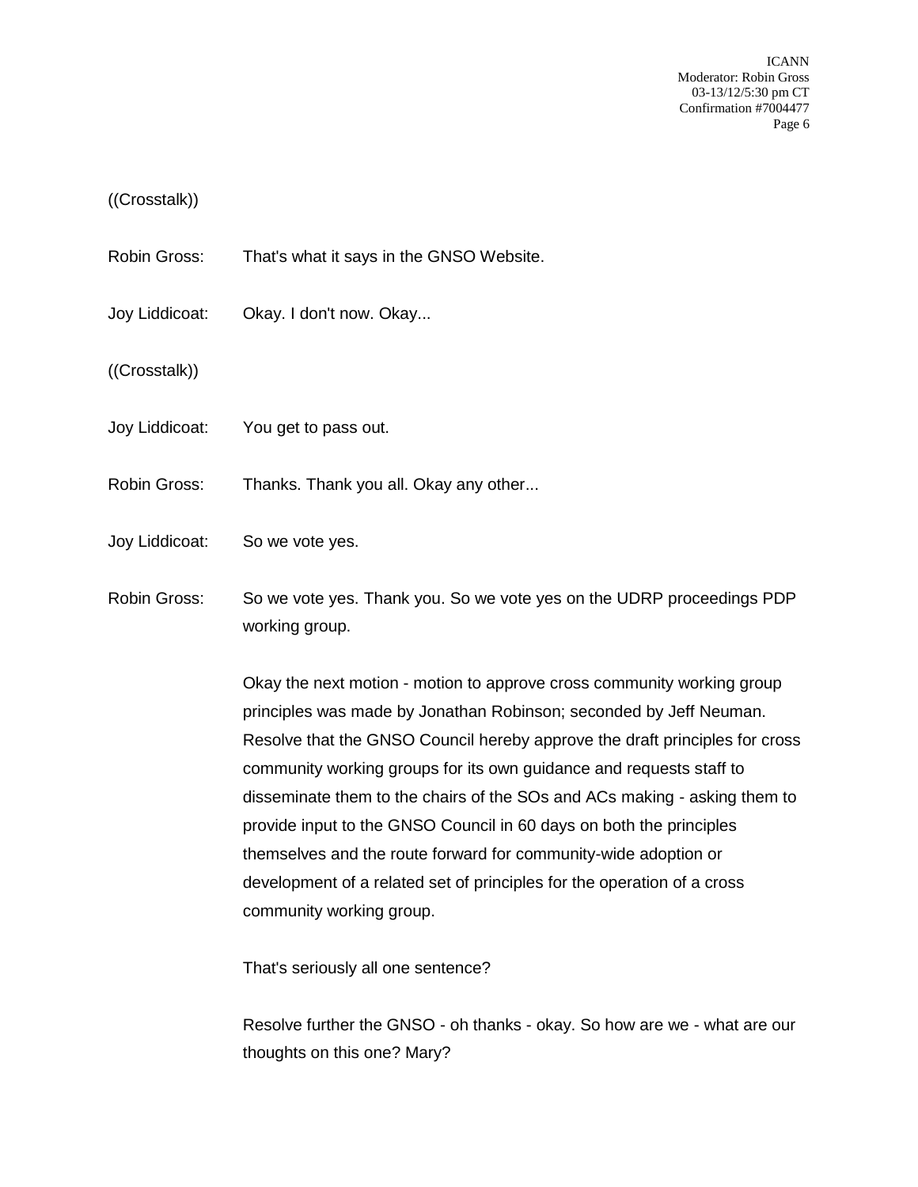((Crosstalk))

Robin Gross: That's what it says in the GNSO Website.

Joy Liddicoat: Okay. I don't now. Okay...

((Crosstalk))

Joy Liddicoat: You get to pass out.

Robin Gross: Thanks. Thank you all. Okay any other...

Joy Liddicoat: So we vote yes.

Robin Gross: So we vote yes. Thank you. So we vote yes on the UDRP proceedings PDP working group.

Okay the next motion - motion to approve cross community working group principles was made by Jonathan Robinson; seconded by Jeff Neuman. Resolve that the GNSO Council hereby approve the draft principles for cross community working groups for its own guidance and requests staff to disseminate them to the chairs of the SOs and ACs making - asking them to provide input to the GNSO Council in 60 days on both the principles themselves and the route forward for community-wide adoption or development of a related set of principles for the operation of a cross community working group.

That's seriously all one sentence?

Resolve further the GNSO - oh thanks - okay. So how are we - what are our thoughts on this one? Mary?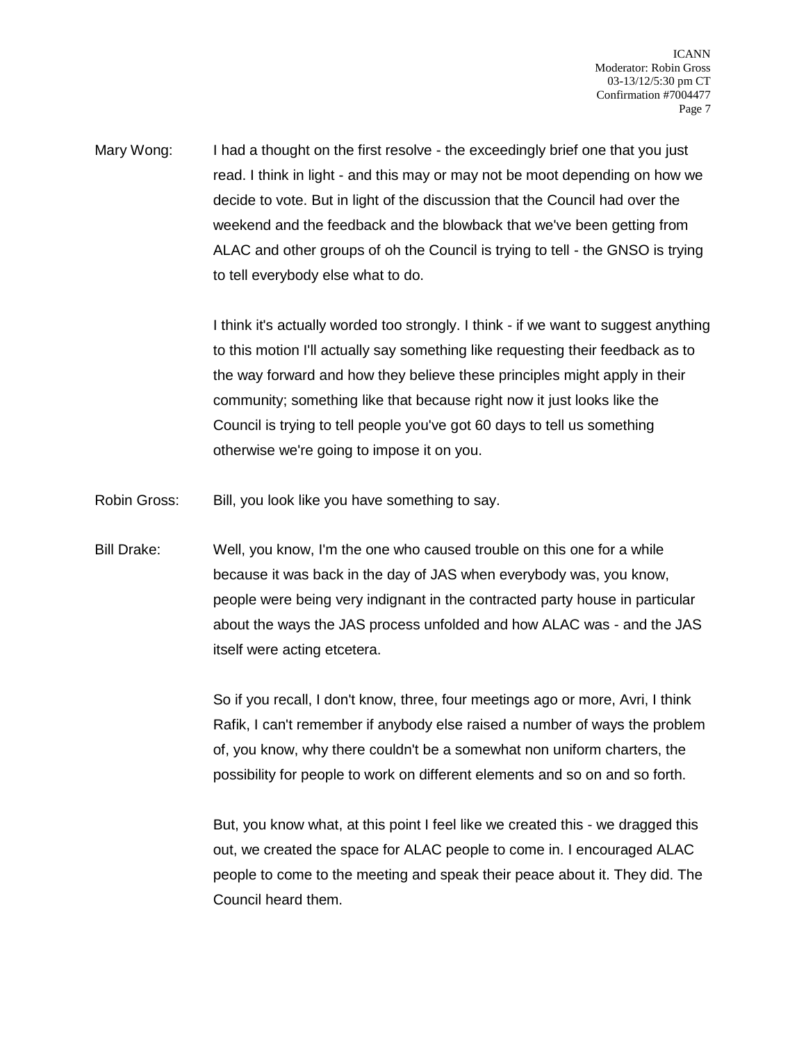Mary Wong: I had a thought on the first resolve - the exceedingly brief one that you just read. I think in light - and this may or may not be moot depending on how we decide to vote. But in light of the discussion that the Council had over the weekend and the feedback and the blowback that we've been getting from ALAC and other groups of oh the Council is trying to tell - the GNSO is trying to tell everybody else what to do.

I think it's actually worded too strongly. I think - if we want to suggest anything to this motion I'll actually say something like requesting their feedback as to the way forward and how they believe these principles might apply in their community; something like that because right now it just looks like the Council is trying to tell people you've got 60 days to tell us something otherwise we're going to impose it on you.

Robin Gross: Bill, you look like you have something to say.

Bill Drake: Well, you know, I'm the one who caused trouble on this one for a while because it was back in the day of JAS when everybody was, you know, people were being very indignant in the contracted party house in particular about the ways the JAS process unfolded and how ALAC was - and the JAS itself were acting etcetera.

So if you recall, I don't know, three, four meetings ago or more, Avri, I think Rafik, I can't remember if anybody else raised a number of ways the problem of, you know, why there couldn't be a somewhat non uniform charters, the possibility for people to work on different elements and so on and so forth.

But, you know what, at this point I feel like we created this - we dragged this out, we created the space for ALAC people to come in. I encouraged ALAC people to come to the meeting and speak their peace about it. They did. The Council heard them.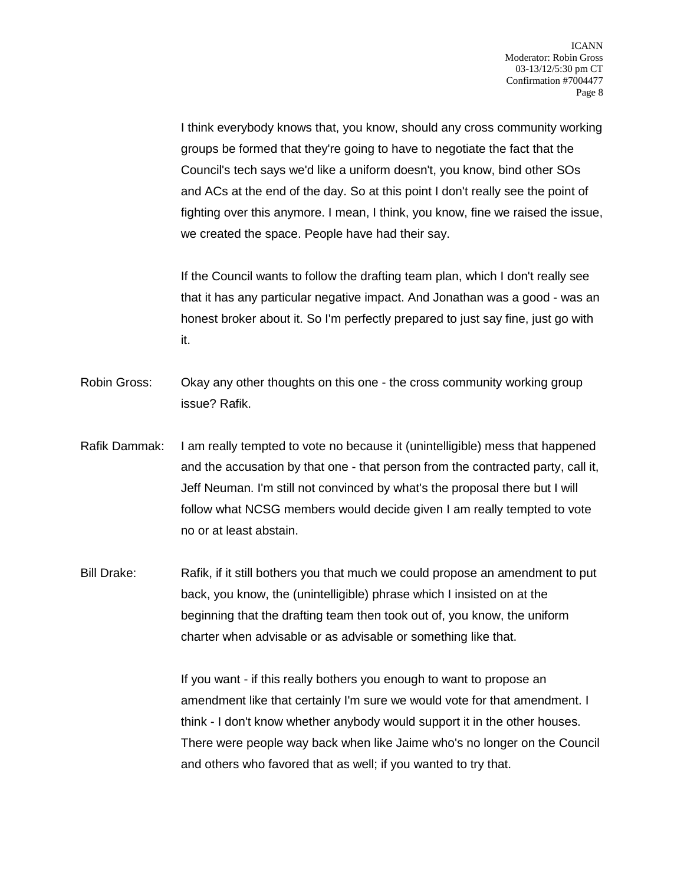I think everybody knows that, you know, should any cross community working groups be formed that they're going to have to negotiate the fact that the Council's tech says we'd like a uniform doesn't, you know, bind other SOs and ACs at the end of the day. So at this point I don't really see the point of fighting over this anymore. I mean, I think, you know, fine we raised the issue, we created the space. People have had their say.

If the Council wants to follow the drafting team plan, which I don't really see that it has any particular negative impact. And Jonathan was a good - was an honest broker about it. So I'm perfectly prepared to just say fine, just go with it.

Robin Gross: Okay any other thoughts on this one - the cross community working group issue? Rafik.

Rafik Dammak: I am really tempted to vote no because it (unintelligible) mess that happened and the accusation by that one - that person from the contracted party, call it, Jeff Neuman. I'm still not convinced by what's the proposal there but I will follow what NCSG members would decide given I am really tempted to vote no or at least abstain.

Bill Drake: Rafik, if it still bothers you that much we could propose an amendment to put back, you know, the (unintelligible) phrase which I insisted on at the beginning that the drafting team then took out of, you know, the uniform charter when advisable or as advisable or something like that.

If you want - if this really bothers you enough to want to propose an amendment like that certainly I'm sure we would vote for that amendment. I think - I don't know whether anybody would support it in the other houses. There were people way back when like Jaime who's no longer on the Council and others who favored that as well; if you wanted to try that.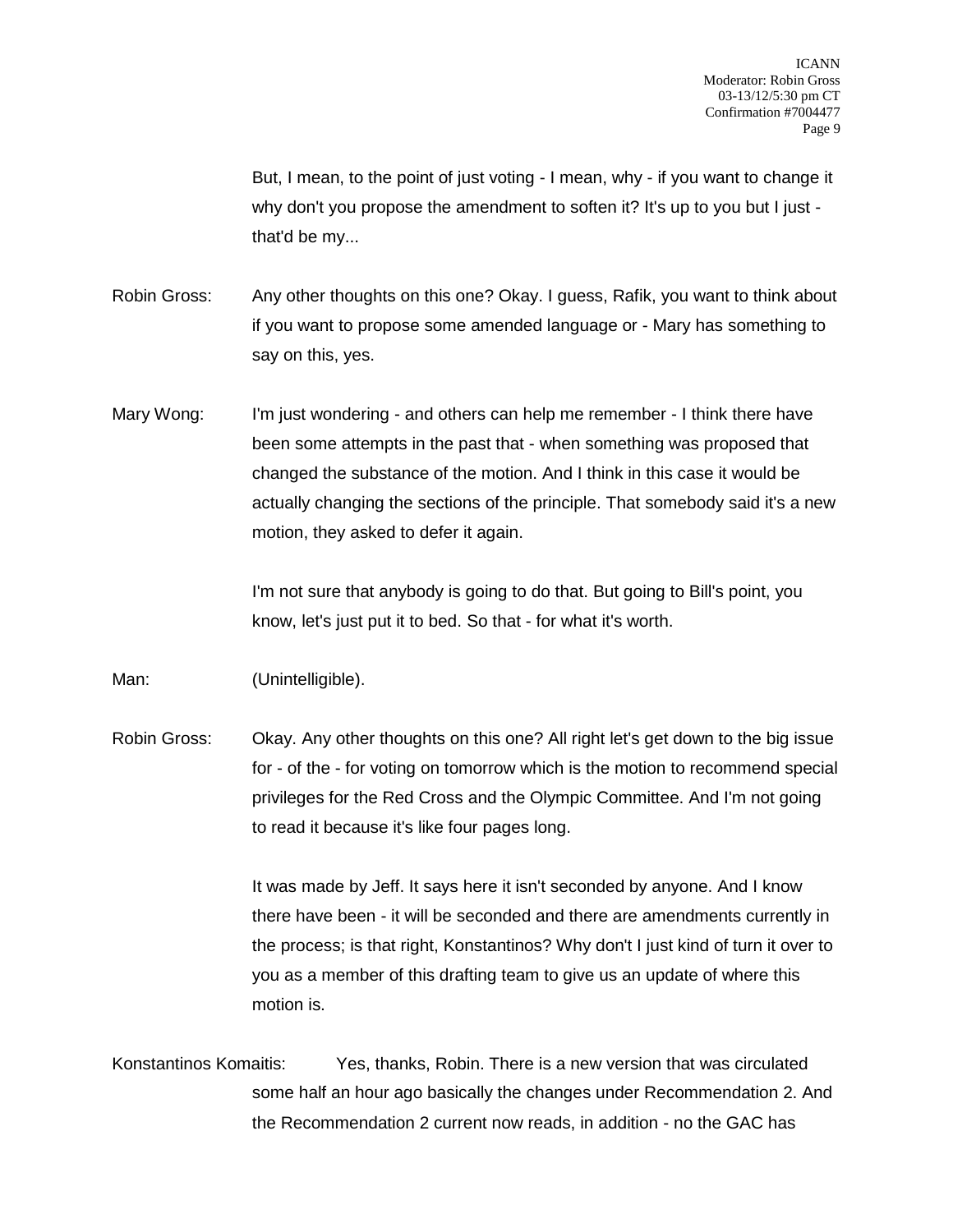But, I mean, to the point of just voting - I mean, why - if you want to change it why don't you propose the amendment to soften it? It's up to you but I just - that'd be my...

Robin Gross: Any other thoughts on this one? Okay. I guess, Rafik, you want to think about if you want to propose some amended language or - Mary has something to say on this, yes.

Mary Wong: I'm just wondering - and others can help me remember - I think there have been some attempts in the past that - when something was proposed that changed the substance of the motion. And I think in this case it would be actually changing the sections of the principle. That somebody said it's a new motion, they asked to defer it again.

I'm not sure that anybody is going to do that. But going to Bill's point, you know, let's just put it to bed. So that - for what it's worth.

Man: (Unintelligible).

Robin Gross: Okay. Any other thoughts on this one? All right let's get down to the big issue for - of the - for voting on tomorrow which is the motion to recommend special privileges for the Red Cross and the Olympic Committee. And I'm not going to read it because it's like four pages long.

It was made by Jeff. It says here it isn't seconded by anyone. And I know there have been - it will be seconded and there are amendments currently in the process; is that right, Konstantinos? Why don't I just kind of turn it over to you as a member of this drafting team to give us an update of where this motion is.

Konstantinos Komaitis: Yes, thanks, Robin. There is a new version that was circulated some half an hour ago basically the changes under Recommendation 2. And the Recommendation 2 current now reads, in addition - no the GAC has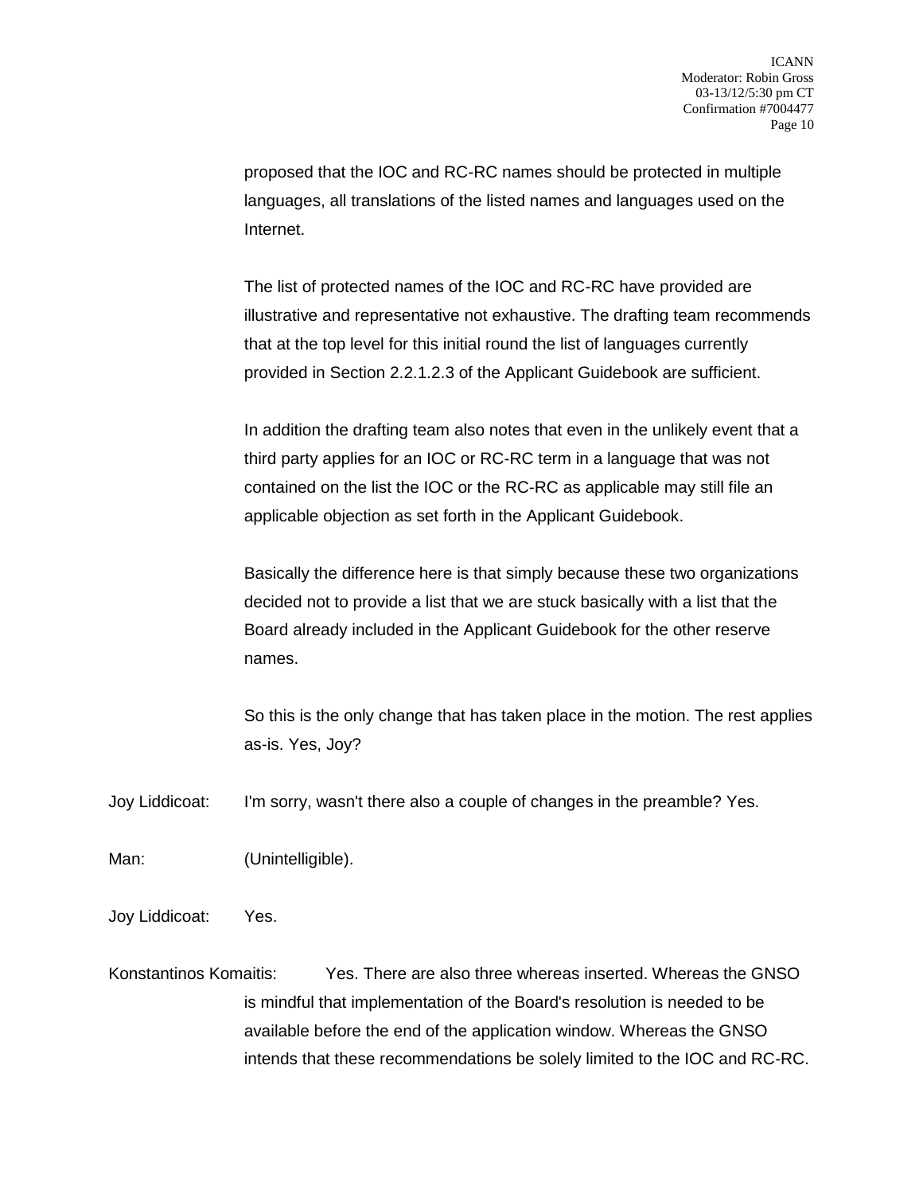proposed that the IOC and RC-RC names should be protected in multiple languages, all translations of the listed names and languages used on the Internet.

The list of protected names of the IOC and RC-RC have provided are illustrative and representative not exhaustive. The drafting team recommends that at the top level for this initial round the list of languages currently provided in Section 2.2.1.2.3 of the Applicant Guidebook are sufficient.

In addition the drafting team also notes that even in the unlikely event that a third party applies for an IOC or RC-RC term in a language that was not contained on the list the IOC or the RC-RC as applicable may still file an applicable objection as set forth in the Applicant Guidebook.

Basically the difference here is that simply because these two organizations decided not to provide a list that we are stuck basically with a list that the Board already included in the Applicant Guidebook for the other reserve names.

So this is the only change that has taken place in the motion. The rest applies as-is. Yes, Joy?

Joy Liddicoat: I'm sorry, wasn't there also a couple of changes in the preamble? Yes.

Man: (Unintelligible).

Joy Liddicoat: Yes.

Konstantinos Komaitis: Yes. There are also three whereas inserted. Whereas the GNSO is mindful that implementation of the Board's resolution is needed to be available before the end of the application window. Whereas the GNSO intends that these recommendations be solely limited to the IOC and RC-RC.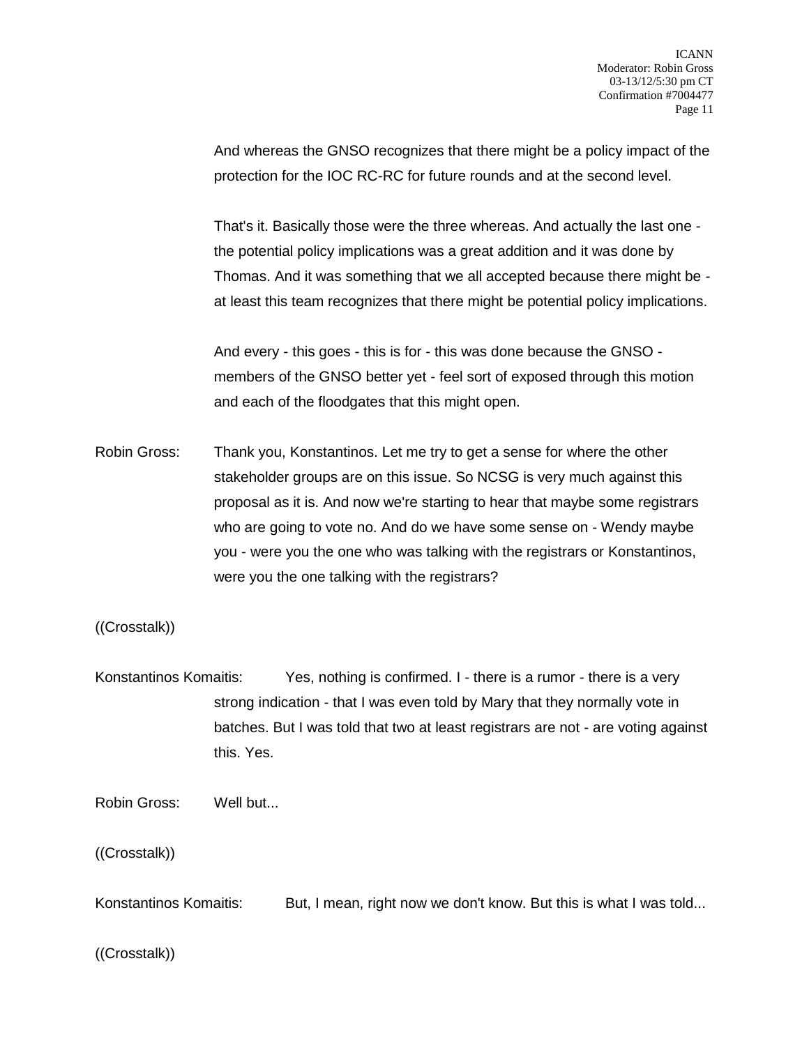And whereas the GNSO recognizes that there might be a policy impact of the protection for the IOC RC-RC for future rounds and at the second level.

That's it. Basically those were the three whereas. And actually the last one - the potential policy implications was a great addition and it was done by Thomas. And it was something that we all accepted because there might be - at least this team recognizes that there might be potential policy implications.

And every - this goes - this is for - this was done because the GNSO - members of the GNSO better yet - feel sort of exposed through this motion and each of the floodgates that this might open.

Robin Gross: Thank you, Konstantinos. Let me try to get a sense for where the other stakeholder groups are on this issue. So NCSG is very much against this proposal as it is. And now we're starting to hear that maybe some registrars who are going to vote no. And do we have some sense on - Wendy maybe you - were you the one who was talking with the registrars or Konstantinos, were you the one talking with the registrars?

((Crosstalk))

Konstantinos Komaitis: Yes, nothing is confirmed. I - there is a rumor - there is a very strong indication - that I was even told by Mary that they normally vote in batches. But I was told that two at least registrars are not - are voting against this. Yes.

Robin Gross: Well but...

((Crosstalk))

Konstantinos Komaitis: But, I mean, right now we don't know. But this is what I was told...

((Crosstalk))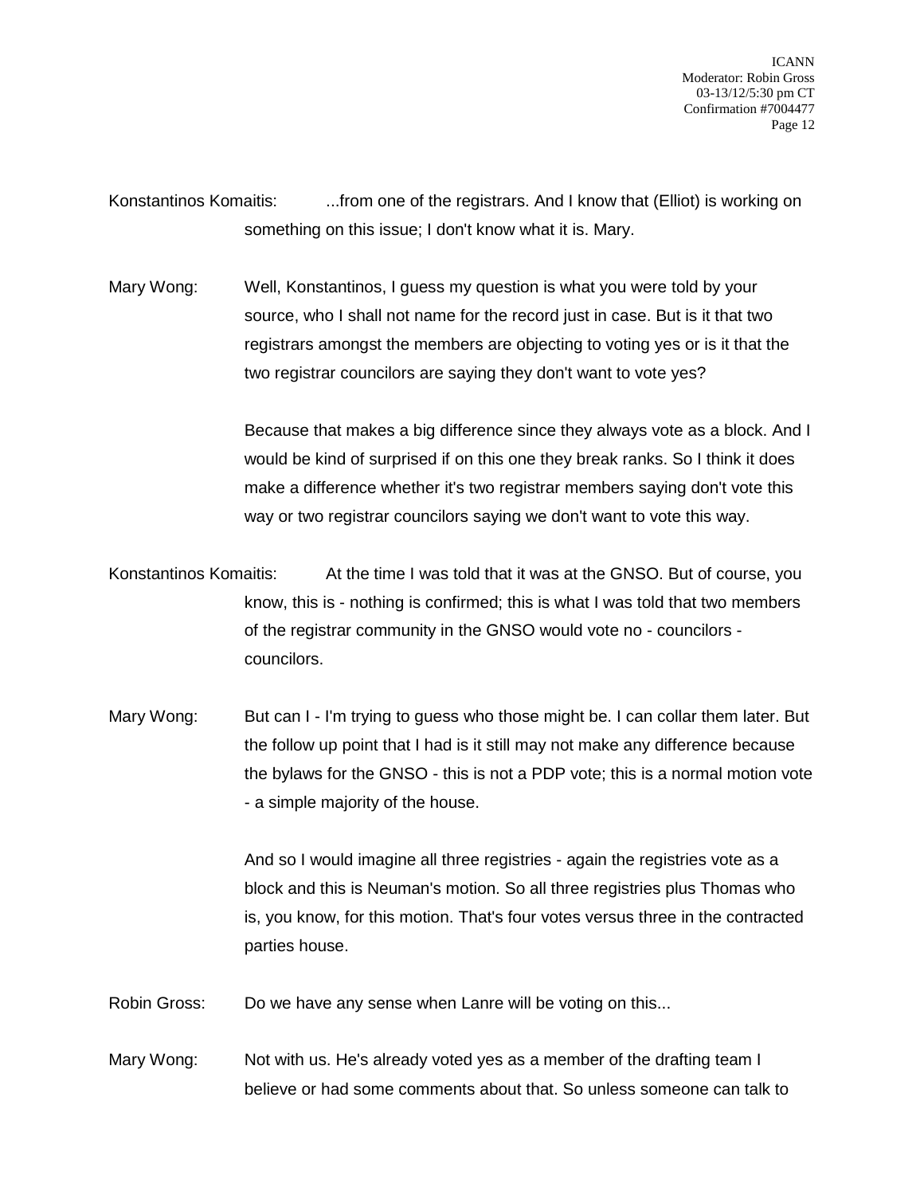Konstantinos Komaitis: ...from one of the registrars. And I know that (Elliot) is working on something on this issue; I don't know what it is. Mary.

Mary Wong: Well, Konstantinos, I guess my question is what you were told by your source, who I shall not name for the record just in case. But is it that two registrars amongst the members are objecting to voting yes or is it that the two registrar councilors are saying they don't want to vote yes?

Because that makes a big difference since they always vote as a block. And I would be kind of surprised if on this one they break ranks. So I think it does make a difference whether it's two registrar members saying don't vote this way or two registrar councilors saying we don't want to vote this way.

Konstantinos Komaitis: At the time I was told that it was at the GNSO. But of course, you know, this is - nothing is confirmed; this is what I was told that two members of the registrar community in the GNSO would vote no - councilors - councilors.

Mary Wong: But can I - I'm trying to guess who those might be. I can collar them later. But the follow up point that I had is it still may not make any difference because the bylaws for the GNSO - this is not a PDP vote; this is a normal motion vote - a simple majority of the house.

And so I would imagine all three registries - again the registries vote as a block and this is Neuman's motion. So all three registries plus Thomas who is, you know, for this motion. That's four votes versus three in the contracted parties house.

Robin Gross: Do we have any sense when Lanre will be voting on this...

Mary Wong: Not with us. He's already voted yes as a member of the drafting team I believe or had some comments about that. So unless someone can talk to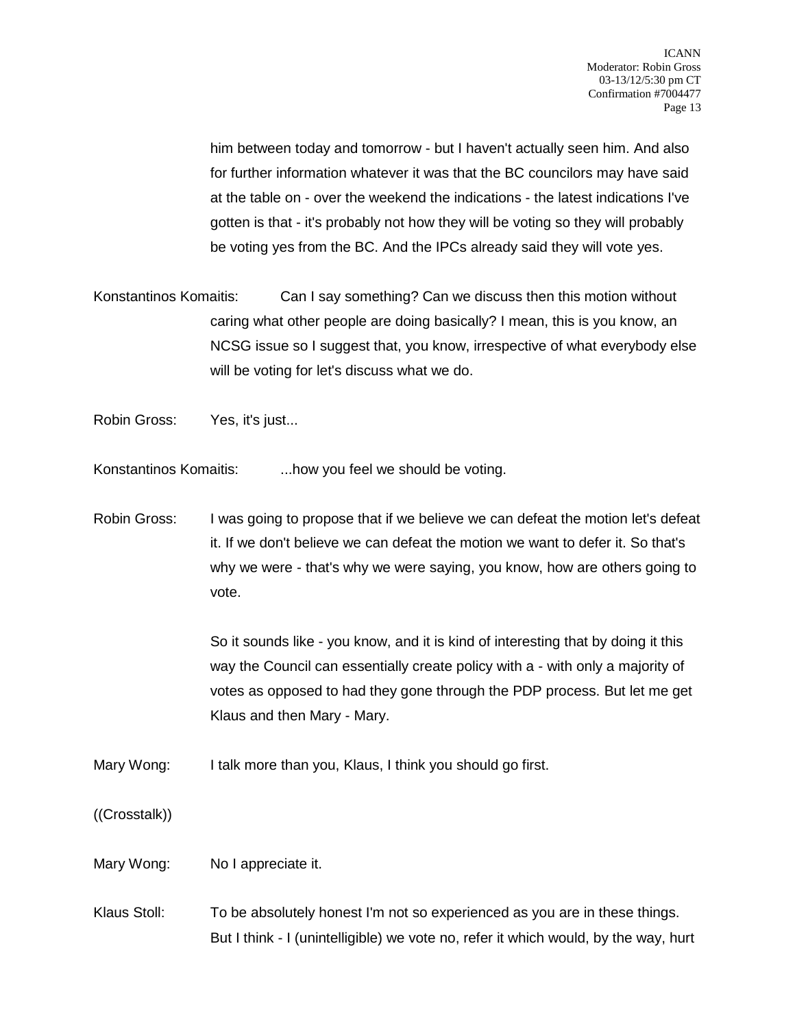him between today and tomorrow - but I haven't actually seen him. And also for further information whatever it was that the BC councilors may have said at the table on - over the weekend the indications - the latest indications I've gotten is that - it's probably not how they will be voting so they will probably be voting yes from the BC. And the IPCs already said they will vote yes.

Konstantinos Komaitis: Can I say something? Can we discuss then this motion without caring what other people are doing basically? I mean, this is you know, an NCSG issue so I suggest that, you know, irrespective of what everybody else will be voting for let's discuss what we do.

Robin Gross: Yes, it's just...

Konstantinos Komaitis: ...how you feel we should be voting.

Robin Gross: I was going to propose that if we believe we can defeat the motion let's defeat it. If we don't believe we can defeat the motion we want to defer it. So that's why we were - that's why we were saying, you know, how are others going to vote.

So it sounds like - you know, and it is kind of interesting that by doing it this way the Council can essentially create policy with a - with only a majority of votes as opposed to had they gone through the PDP process. But let me get Klaus and then Mary - Mary.

Mary Wong: I talk more than you, Klaus, I think you should go first.

((Crosstalk))

Mary Wong: No I appreciate it.

Klaus Stoll: To be absolutely honest I'm not so experienced as you are in these things. But I think - I (unintelligible) we vote no, refer it which would, by the way, hurt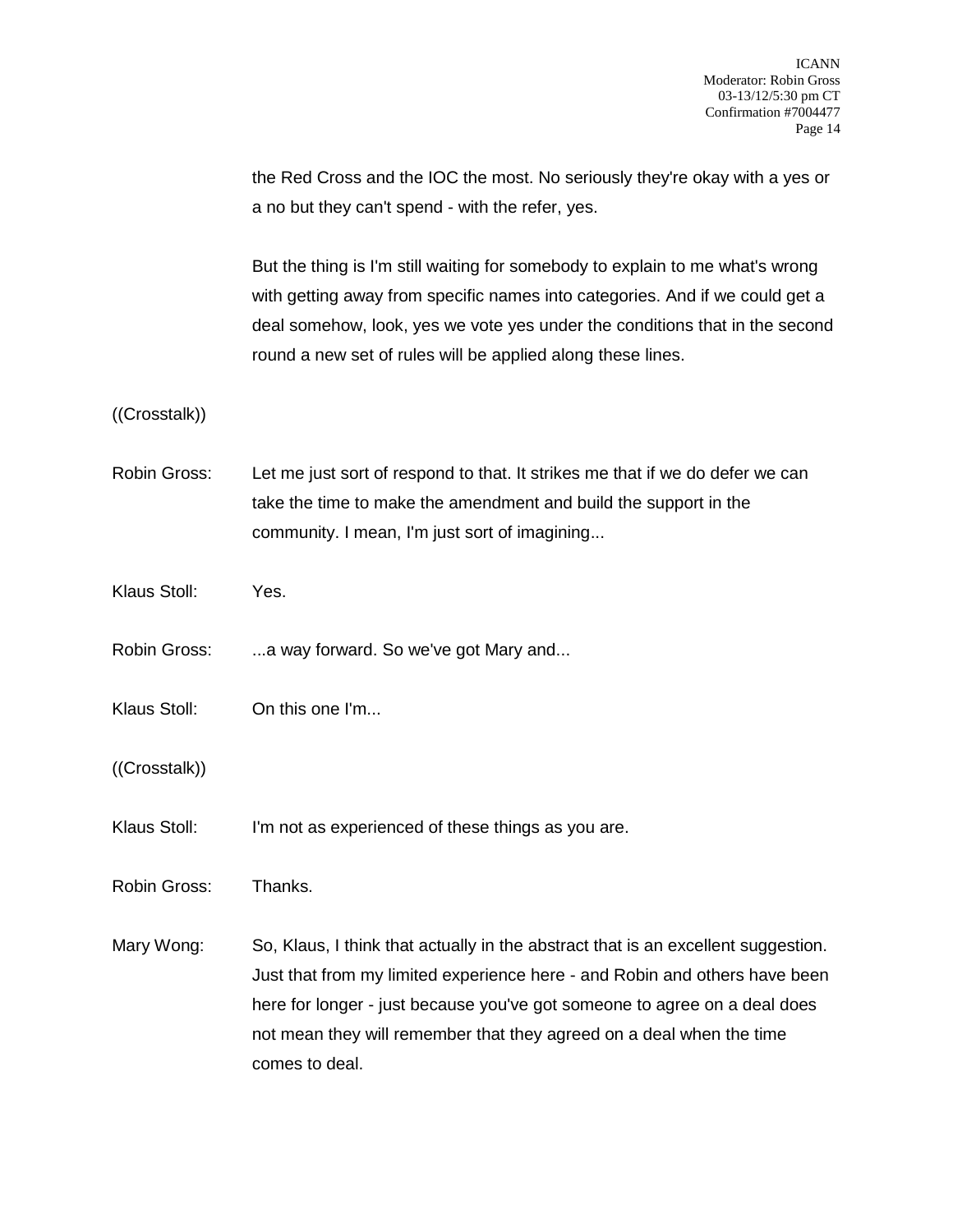the Red Cross and the IOC the most. No seriously they're okay with a yes or a no but they can't spend - with the refer, yes.

But the thing is I'm still waiting for somebody to explain to me what's wrong with getting away from specific names into categories. And if we could get a deal somehow, look, yes we vote yes under the conditions that in the second round a new set of rules will be applied along these lines.

((Crosstalk))

Robin Gross: Let me just sort of respond to that. It strikes me that if we do defer we can take the time to make the amendment and build the support in the community. I mean, I'm just sort of imagining...

Klaus Stoll: Yes.

Robin Gross: ...a way forward. So we've got Mary and...

Klaus Stoll: On this one I'm...

((Crosstalk))

Klaus Stoll: I'm not as experienced of these things as you are.

Robin Gross: Thanks.

Mary Wong: So, Klaus, I think that actually in the abstract that is an excellent suggestion. Just that from my limited experience here - and Robin and others have been here for longer - just because you've got someone to agree on a deal does not mean they will remember that they agreed on a deal when the time comes to deal.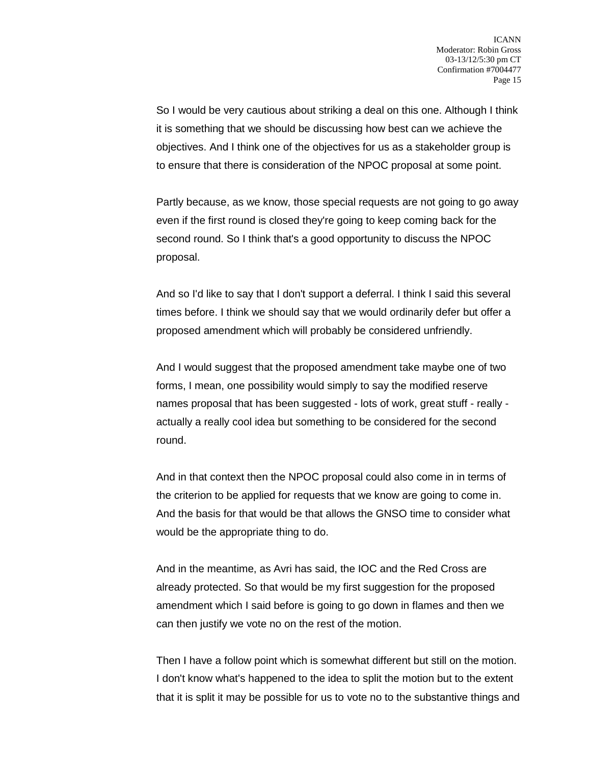So I would be very cautious about striking a deal on this one. Although I think it is something that we should be discussing how best can we achieve the objectives. And I think one of the objectives for us as a stakeholder group is to ensure that there is consideration of the NPOC proposal at some point.

Partly because, as we know, those special requests are not going to go away even if the first round is closed they're going to keep coming back for the second round. So I think that's a good opportunity to discuss the NPOC proposal.

And so I'd like to say that I don't support a deferral. I think I said this several times before. I think we should say that we would ordinarily defer but offer a proposed amendment which will probably be considered unfriendly.

And I would suggest that the proposed amendment take maybe one of two forms, I mean, one possibility would simply to say the modified reserve names proposal that has been suggested - lots of work, great stuff - really - actually a really cool idea but something to be considered for the second round.

And in that context then the NPOC proposal could also come in in terms of the criterion to be applied for requests that we know are going to come in. And the basis for that would be that allows the GNSO time to consider what would be the appropriate thing to do.

And in the meantime, as Avri has said, the IOC and the Red Cross are already protected. So that would be my first suggestion for the proposed amendment which I said before is going to go down in flames and then we can then justify we vote no on the rest of the motion.

Then I have a follow point which is somewhat different but still on the motion. I don't know what's happened to the idea to split the motion but to the extent that it is split it may be possible for us to vote no to the substantive things and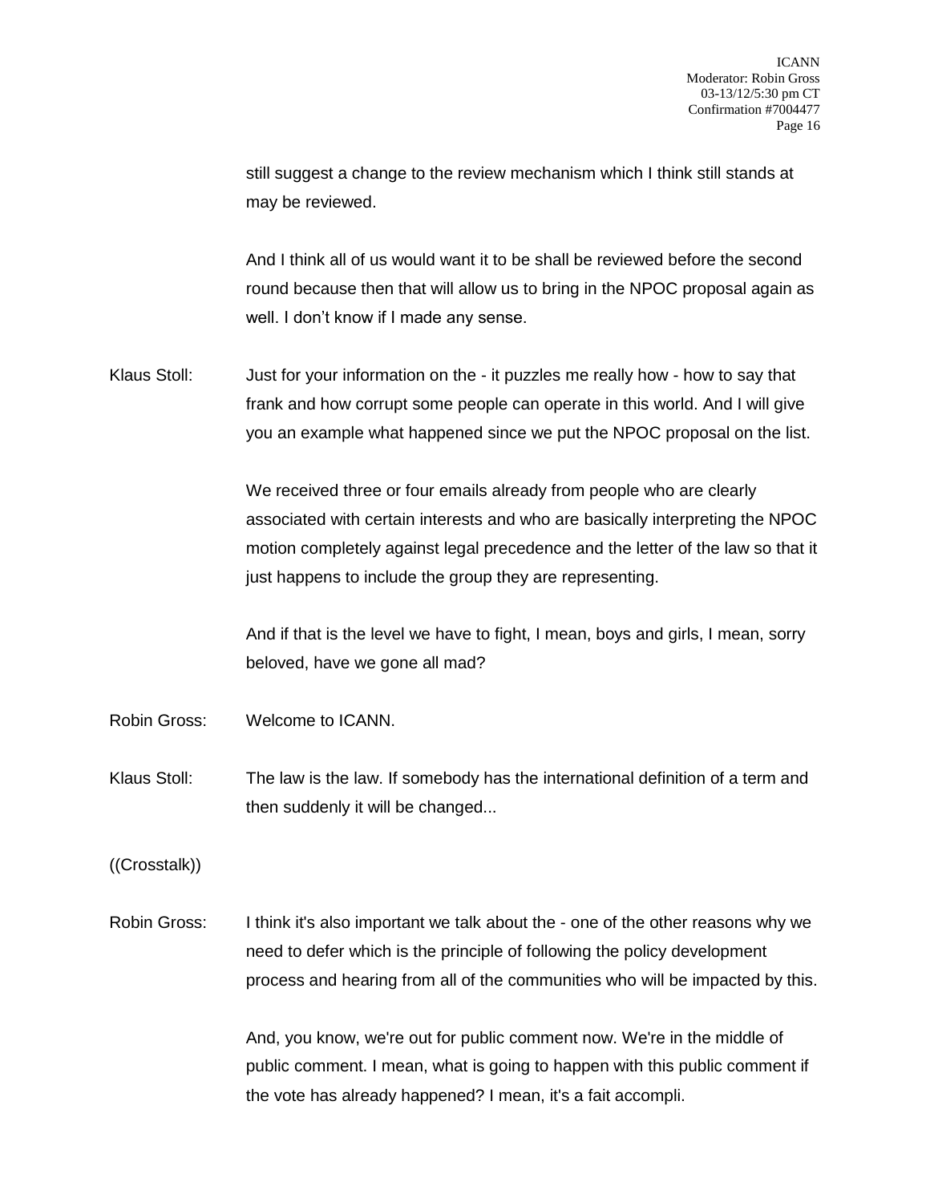still suggest a change to the review mechanism which I think still stands at may be reviewed.

And I think all of us would want it to be shall be reviewed before the second round because then that will allow us to bring in the NPOC proposal again as well. I don't know if I made any sense.

Klaus Stoll: Just for your information on the - it puzzles me really how - how to say that frank and how corrupt some people can operate in this world. And I will give you an example what happened since we put the NPOC proposal on the list.

We received three or four emails already from people who are clearly associated with certain interests and who are basically interpreting the NPOC motion completely against legal precedence and the letter of the law so that it just happens to include the group they are representing.

And if that is the level we have to fight, I mean, boys and girls, I mean, sorry beloved, have we gone all mad?

Robin Gross: Welcome to ICANN.

Klaus Stoll: The law is the law. If somebody has the international definition of a term and then suddenly it will be changed...

((Crosstalk))

Robin Gross: I think it's also important we talk about the - one of the other reasons why we need to defer which is the principle of following the policy development process and hearing from all of the communities who will be impacted by this.

And, you know, we're out for public comment now. We're in the middle of public comment. I mean, what is going to happen with this public comment if the vote has already happened? I mean, it's a fait accompli.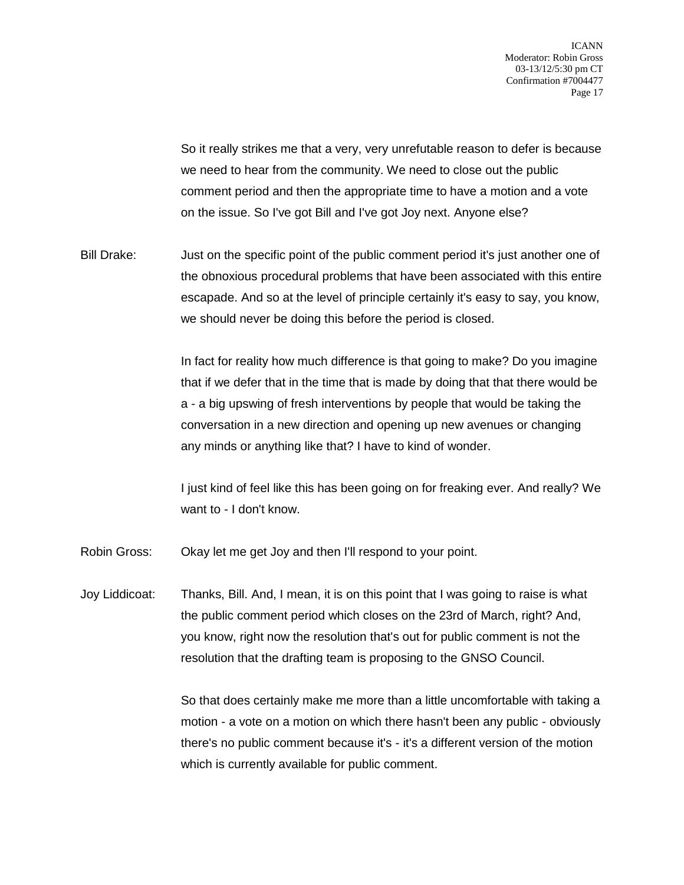So it really strikes me that a very, very unrefutable reason to defer is because we need to hear from the community. We need to close out the public comment period and then the appropriate time to have a motion and a vote on the issue. So I've got Bill and I've got Joy next. Anyone else?

Bill Drake: Just on the specific point of the public comment period it's just another one of the obnoxious procedural problems that have been associated with this entire escapade. And so at the level of principle certainly it's easy to say, you know, we should never be doing this before the period is closed.

In fact for reality how much difference is that going to make? Do you imagine that if we defer that in the time that is made by doing that that there would be a - a big upswing of fresh interventions by people that would be taking the conversation in a new direction and opening up new avenues or changing any minds or anything like that? I have to kind of wonder.

I just kind of feel like this has been going on for freaking ever. And really? We want to - I don't know.

Robin Gross: Okay let me get Joy and then I'll respond to your point.

Joy Liddicoat: Thanks, Bill. And, I mean, it is on this point that I was going to raise is what the public comment period which closes on the 23rd of March, right? And, you know, right now the resolution that's out for public comment is not the resolution that the drafting team is proposing to the GNSO Council.

So that does certainly make me more than a little uncomfortable with taking a motion - a vote on a motion on which there hasn't been any public - obviously there's no public comment because it's - it's a different version of the motion which is currently available for public comment.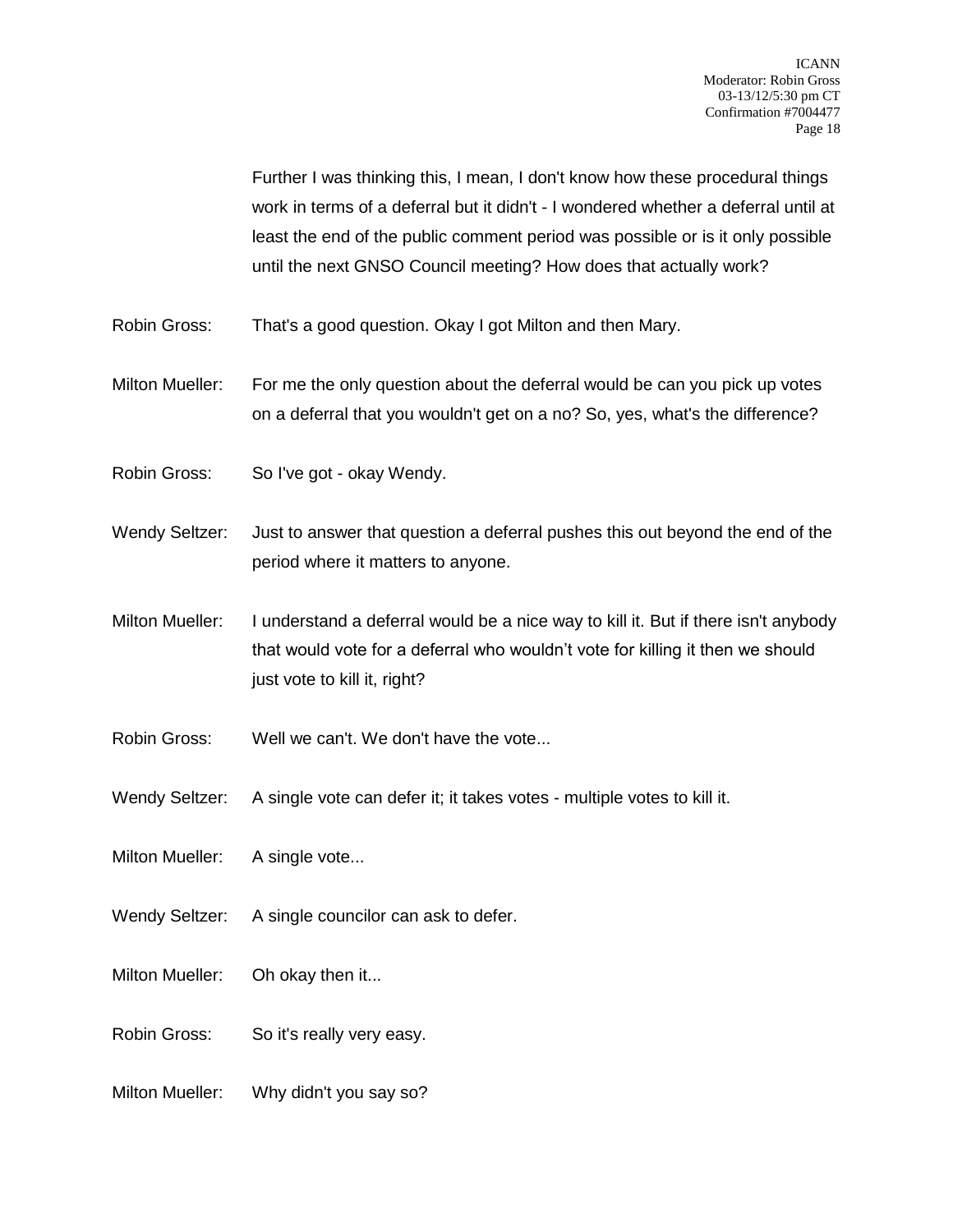Further I was thinking this, I mean, I don't know how these procedural things work in terms of a deferral but it didn't - I wondered whether a deferral until at least the end of the public comment period was possible or is it only possible until the next GNSO Council meeting? How does that actually work?

Robin Gross: That's a good question. Okay I got Milton and then Mary.

Milton Mueller: For me the only question about the deferral would be can you pick up votes on a deferral that you wouldn't get on a no? So, yes, what's the difference?

Robin Gross: So I've got - okay Wendy.

Wendy Seltzer: Just to answer that question a deferral pushes this out beyond the end of the period where it matters to anyone.

Milton Mueller: I understand a deferral would be a nice way to kill it. But if there isn't anybody that would vote for a deferral who wouldn't vote for killing it then we should just vote to kill it, right?

Robin Gross: Well we can't. We don't have the vote...

Wendy Seltzer: A single vote can defer it; it takes votes - multiple votes to kill it.

Milton Mueller: A single vote...

Wendy Seltzer: A single councilor can ask to defer.

Milton Mueller: Oh okay then it...

Robin Gross: So it's really very easy.

Milton Mueller: Why didn't you say so?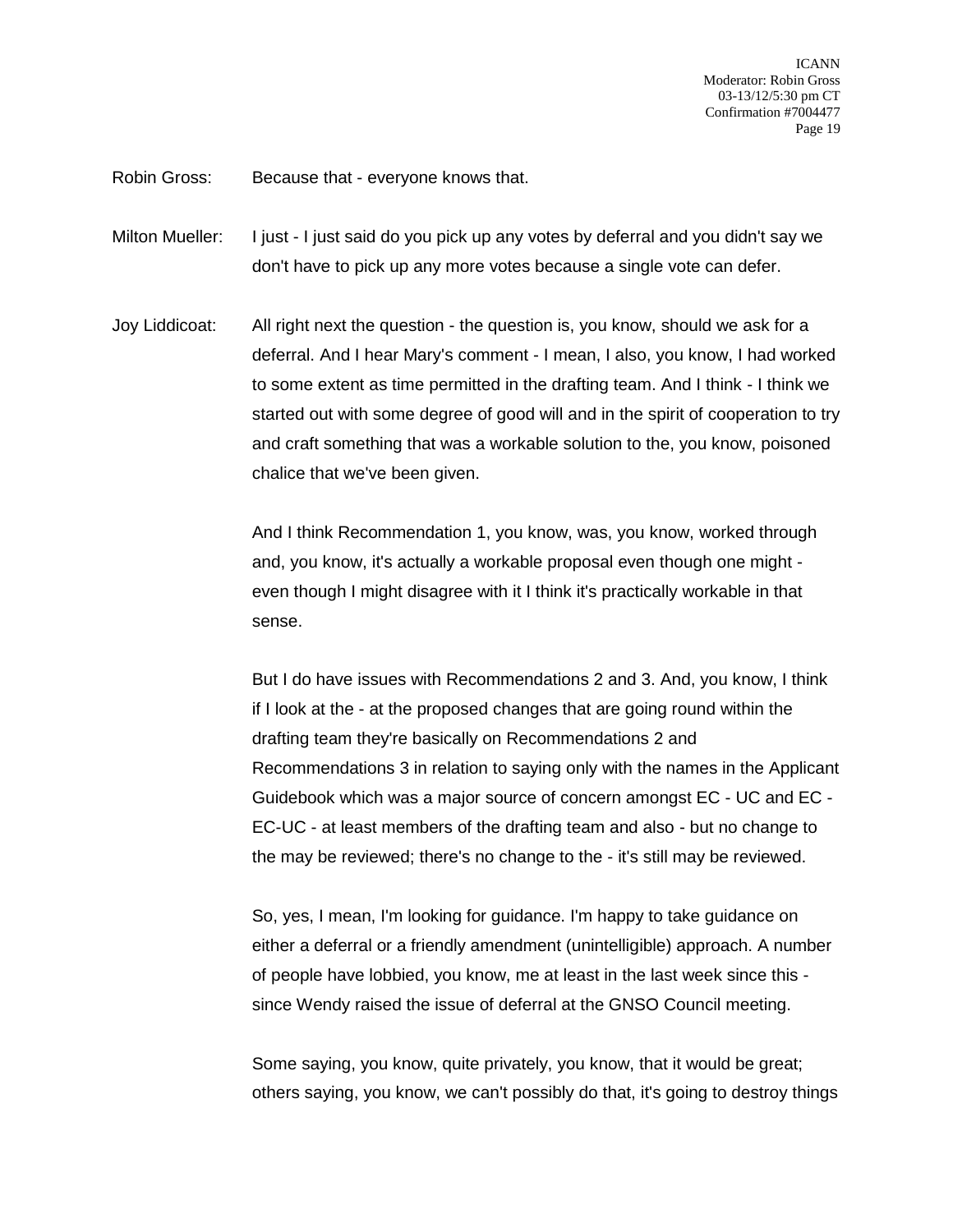Robin Gross: Because that - everyone knows that.

Milton Mueller: I just - I just said do you pick up any votes by deferral and you didn't say we don't have to pick up any more votes because a single vote can defer.

Joy Liddicoat: All right next the question - the question is, you know, should we ask for a deferral. And I hear Mary's comment - I mean, I also, you know, I had worked to some extent as time permitted in the drafting team. And I think - I think we started out with some degree of good will and in the spirit of cooperation to try and craft something that was a workable solution to the, you know, poisoned chalice that we've been given.

And I think Recommendation 1, you know, was, you know, worked through and, you know, it's actually a workable proposal even though one might - even though I might disagree with it I think it's practically workable in that sense.

But I do have issues with Recommendations 2 and 3. And, you know, I think if I look at the - at the proposed changes that are going round within the drafting team they're basically on Recommendations 2 and Recommendations 3 in relation to saying only with the names in the Applicant Guidebook which was a major source of concern amongst EC - UC and EC - EC-UC - at least members of the drafting team and also - but no change to the may be reviewed; there's no change to the - it's still may be reviewed.

So, yes, I mean, I'm looking for guidance. I'm happy to take guidance on either a deferral or a friendly amendment (unintelligible) approach. A number of people have lobbied, you know, me at least in the last week since this - since Wendy raised the issue of deferral at the GNSO Council meeting.

Some saying, you know, quite privately, you know, that it would be great; others saying, you know, we can't possibly do that, it's going to destroy things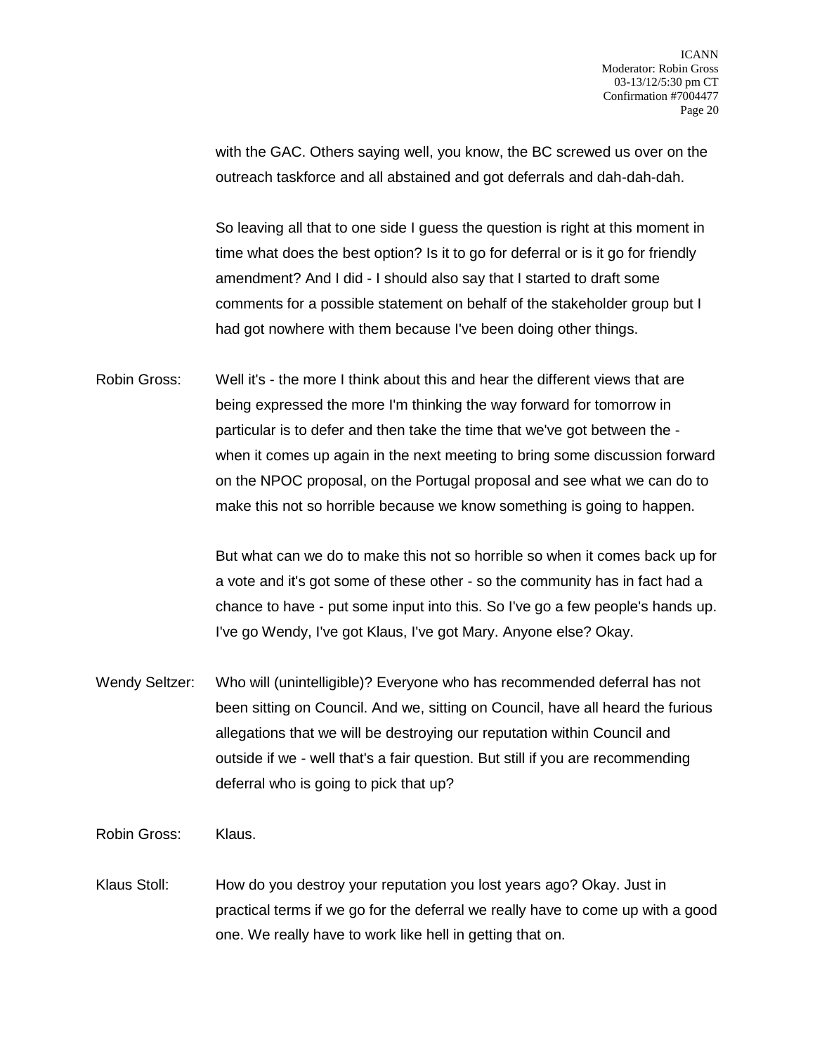with the GAC. Others saying well, you know, the BC screwed us over on the outreach taskforce and all abstained and got deferrals and dah-dah-dah.

So leaving all that to one side I guess the question is right at this moment in time what does the best option? Is it to go for deferral or is it go for friendly amendment? And I did - I should also say that I started to draft some comments for a possible statement on behalf of the stakeholder group but I had got nowhere with them because I've been doing other things.

Robin Gross: Well it's - the more I think about this and hear the different views that are being expressed the more I'm thinking the way forward for tomorrow in particular is to defer and then take the time that we've got between the - when it comes up again in the next meeting to bring some discussion forward on the NPOC proposal, on the Portugal proposal and see what we can do to make this not so horrible because we know something is going to happen.

But what can we do to make this not so horrible so when it comes back up for a vote and it's got some of these other - so the community has in fact had a chance to have - put some input into this. So I've go a few people's hands up. I've go Wendy, I've got Klaus, I've got Mary. Anyone else? Okay.

Wendy Seltzer: Who will (unintelligible)? Everyone who has recommended deferral has not been sitting on Council. And we, sitting on Council, have all heard the furious allegations that we will be destroying our reputation within Council and outside if we - well that's a fair question. But still if you are recommending deferral who is going to pick that up?

Robin Gross: Klaus.

Klaus Stoll: How do you destroy your reputation you lost years ago? Okay. Just in practical terms if we go for the deferral we really have to come up with a good one. We really have to work like hell in getting that on.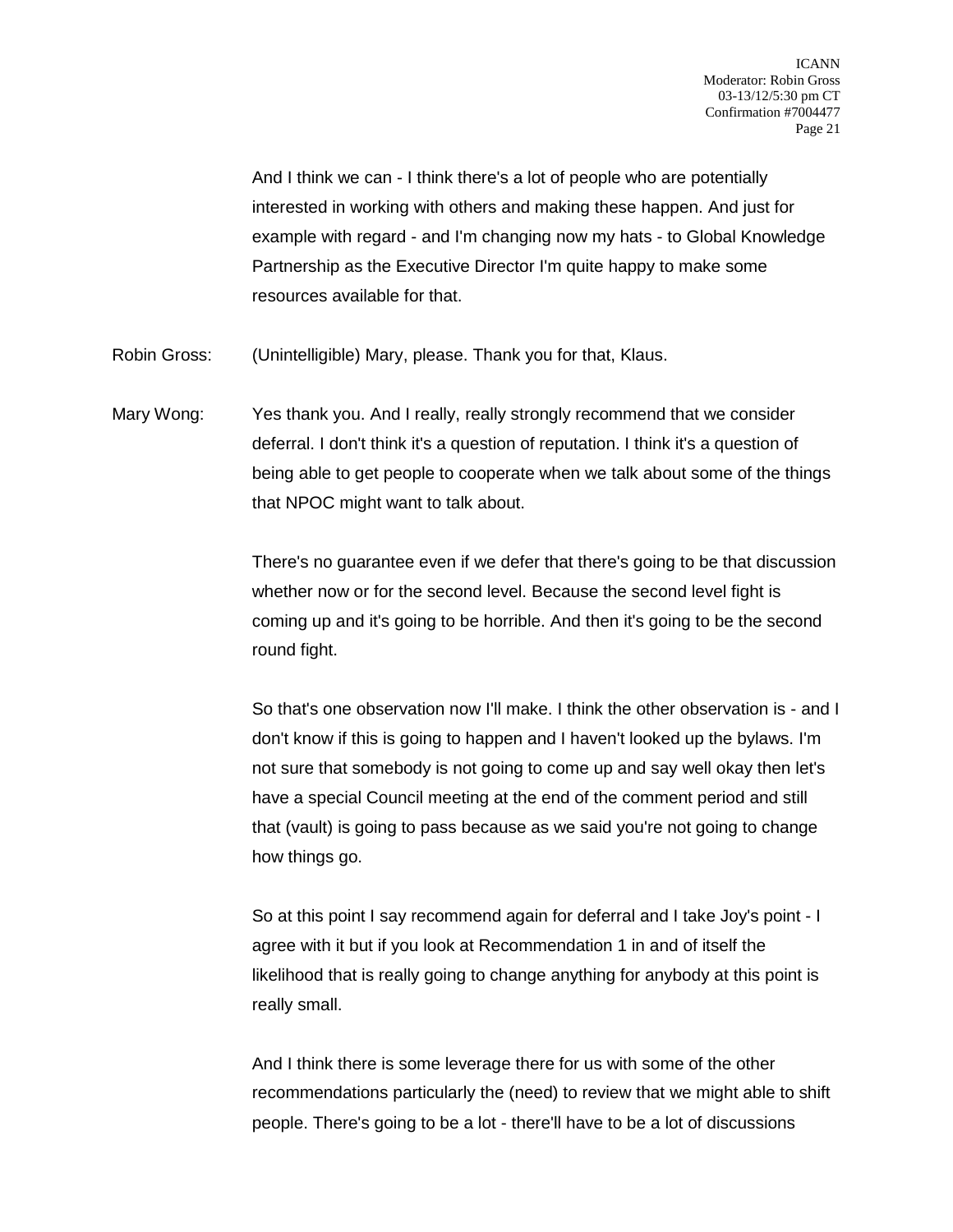And I think we can - I think there's a lot of people who are potentially interested in working with others and making these happen. And just for example with regard - and I'm changing now my hats - to Global Knowledge Partnership as the Executive Director I'm quite happy to make some resources available for that.

Robin Gross: (Unintelligible) Mary, please. Thank you for that, Klaus.

Mary Wong: Yes thank you. And I really, really strongly recommend that we consider deferral. I don't think it's a question of reputation. I think it's a question of being able to get people to cooperate when we talk about some of the things that NPOC might want to talk about.

There's no guarantee even if we defer that there's going to be that discussion whether now or for the second level. Because the second level fight is coming up and it's going to be horrible. And then it's going to be the second round fight.

So that's one observation now I'll make. I think the other observation is - and I don't know if this is going to happen and I haven't looked up the bylaws. I'm not sure that somebody is not going to come up and say well okay then let's have a special Council meeting at the end of the comment period and still that (vault) is going to pass because as we said you're not going to change how things go.

So at this point I say recommend again for deferral and I take Joy's point - I agree with it but if you look at Recommendation 1 in and of itself the likelihood that is really going to change anything for anybody at this point is really small.

And I think there is some leverage there for us with some of the other recommendations particularly the (need) to review that we might able to shift people. There's going to be a lot - there'll have to be a lot of discussions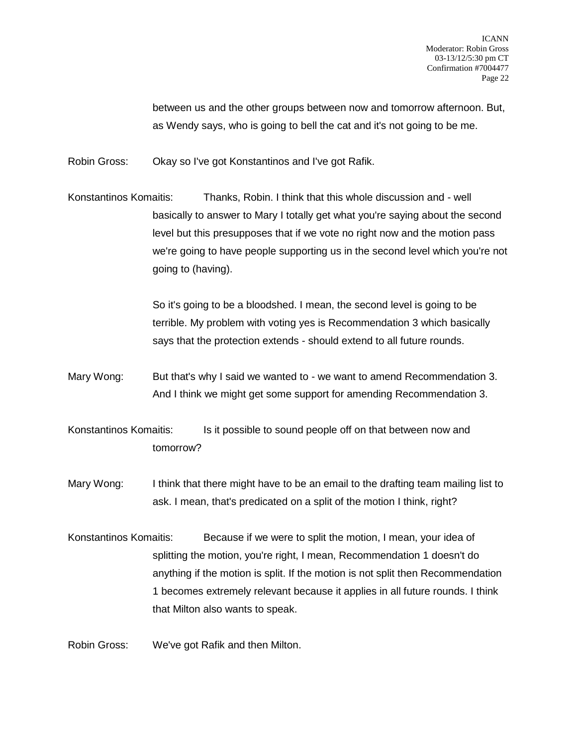between us and the other groups between now and tomorrow afternoon. But, as Wendy says, who is going to bell the cat and it's not going to be me.

Robin Gross: Okay so I've got Konstantinos and I've got Rafik.

Konstantinos Komaitis: Thanks, Robin. I think that this whole discussion and - well basically to answer to Mary I totally get what you're saying about the second level but this presupposes that if we vote no right now and the motion pass we're going to have people supporting us in the second level which you're not going to (having).

So it's going to be a bloodshed. I mean, the second level is going to be terrible. My problem with voting yes is Recommendation 3 which basically says that the protection extends - should extend to all future rounds.

Mary Wong: But that's why I said we wanted to - we want to amend Recommendation 3. And I think we might get some support for amending Recommendation 3.

Konstantinos Komaitis: Is it possible to sound people off on that between now and tomorrow?

Mary Wong: I think that there might have to be an email to the drafting team mailing list to ask. I mean, that's predicated on a split of the motion I think, right?

Konstantinos Komaitis: Because if we were to split the motion, I mean, your idea of splitting the motion, you're right, I mean, Recommendation 1 doesn't do anything if the motion is split. If the motion is not split then Recommendation 1 becomes extremely relevant because it applies in all future rounds. I think that Milton also wants to speak.

Robin Gross: We've got Rafik and then Milton.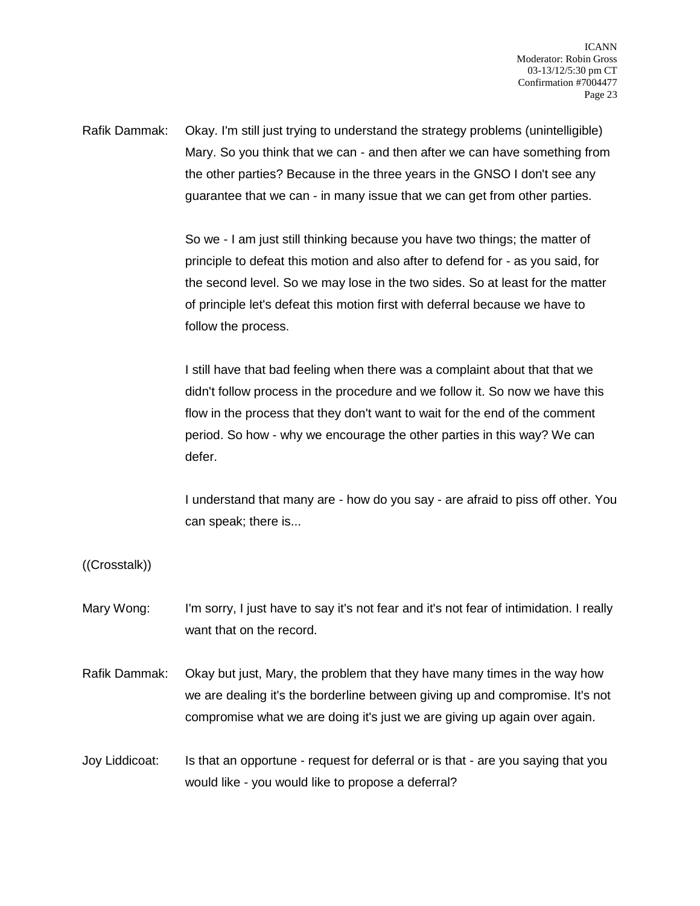Rafik Dammak: Okay. I'm still just trying to understand the strategy problems (unintelligible) Mary. So you think that we can - and then after we can have something from the other parties? Because in the three years in the GNSO I don't see any guarantee that we can - in many issue that we can get from other parties.

So we - I am just still thinking because you have two things; the matter of principle to defeat this motion and also after to defend for - as you said, for the second level. So we may lose in the two sides. So at least for the matter of principle let's defeat this motion first with deferral because we have to follow the process.

I still have that bad feeling when there was a complaint about that that we didn't follow process in the procedure and we follow it. So now we have this flow in the process that they don't want to wait for the end of the comment period. So how - why we encourage the other parties in this way? We can defer.

I understand that many are - how do you say - are afraid to piss off other. You can speak; there is...

((Crosstalk))

Mary Wong: I'm sorry, I just have to say it's not fear and it's not fear of intimidation. I really want that on the record.

Rafik Dammak: Okay but just, Mary, the problem that they have many times in the way how we are dealing it's the borderline between giving up and compromise. It's not compromise what we are doing it's just we are giving up again over again.

Joy Liddicoat: Is that an opportune - request for deferral or is that - are you saying that you would like - you would like to propose a deferral?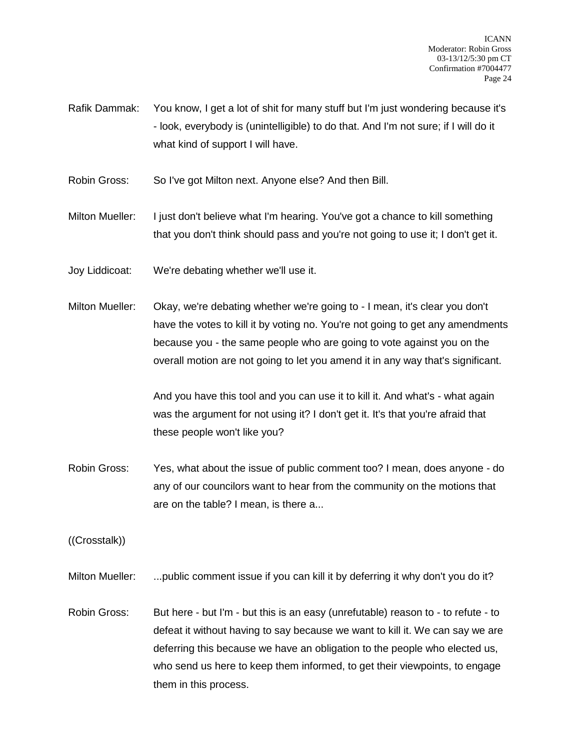Rafik Dammak: You know, I get a lot of shit for many stuff but I'm just wondering because it's - look, everybody is (unintelligible) to do that. And I'm not sure; if I will do it what kind of support I will have.

Robin Gross: So I've got Milton next. Anyone else? And then Bill.

Milton Mueller: I just don't believe what I'm hearing. You've got a chance to kill something that you don't think should pass and you're not going to use it; I don't get it.

Joy Liddicoat: We're debating whether we'll use it.

Milton Mueller: Okay, we're debating whether we're going to - I mean, it's clear you don't have the votes to kill it by voting no. You're not going to get any amendments because you - the same people who are going to vote against you on the overall motion are not going to let you amend it in any way that's significant.

And you have this tool and you can use it to kill it. And what's - what again was the argument for not using it? I don't get it. It's that you're afraid that these people won't like you?

Robin Gross: Yes, what about the issue of public comment too? I mean, does anyone - do any of our councilors want to hear from the community on the motions that are on the table? I mean, is there a...

((Crosstalk))

Milton Mueller: ...public comment issue if you can kill it by deferring it why don't you do it?

Robin Gross: But here - but I'm - but this is an easy (unrefutable) reason to - to refute - to defeat it without having to say because we want to kill it. We can say we are deferring this because we have an obligation to the people who elected us, who send us here to keep them informed, to get their viewpoints, to engage them in this process.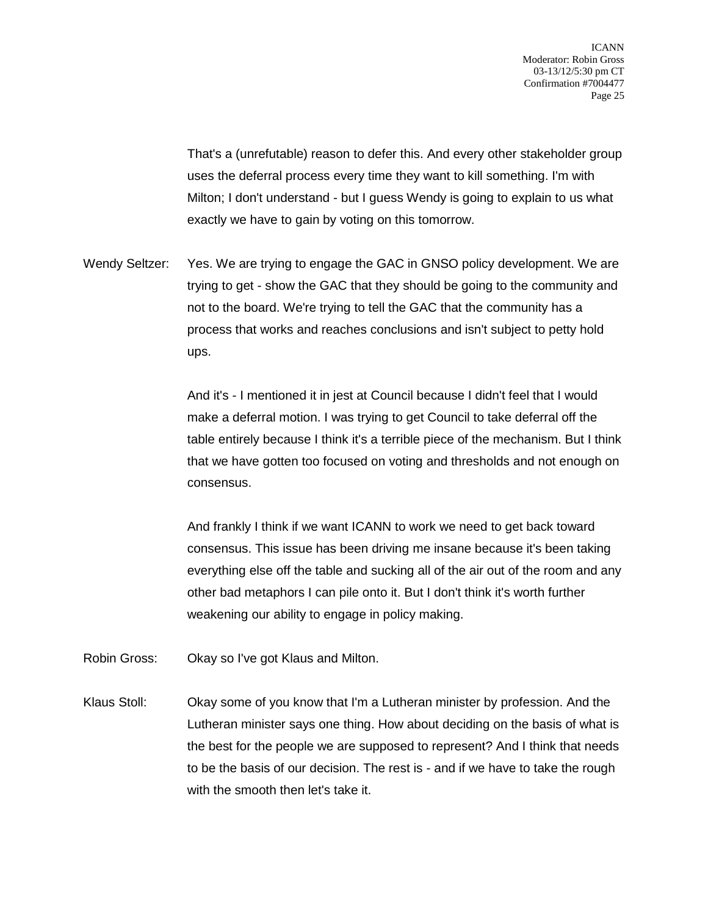That's a (unrefutable) reason to defer this. And every other stakeholder group uses the deferral process every time they want to kill something. I'm with Milton; I don't understand - but I guess Wendy is going to explain to us what exactly we have to gain by voting on this tomorrow.

Wendy Seltzer: Yes. We are trying to engage the GAC in GNSO policy development. We are trying to get - show the GAC that they should be going to the community and not to the board. We're trying to tell the GAC that the community has a process that works and reaches conclusions and isn't subject to petty hold ups.

And it's - I mentioned it in jest at Council because I didn't feel that I would make a deferral motion. I was trying to get Council to take deferral off the table entirely because I think it's a terrible piece of the mechanism. But I think that we have gotten too focused on voting and thresholds and not enough on consensus.

And frankly I think if we want ICANN to work we need to get back toward consensus. This issue has been driving me insane because it's been taking everything else off the table and sucking all of the air out of the room and any other bad metaphors I can pile onto it. But I don't think it's worth further weakening our ability to engage in policy making.

Robin Gross: Okay so I've got Klaus and Milton.

Klaus Stoll: Okay some of you know that I'm a Lutheran minister by profession. And the Lutheran minister says one thing. How about deciding on the basis of what is the best for the people we are supposed to represent? And I think that needs to be the basis of our decision. The rest is - and if we have to take the rough with the smooth then let's take it.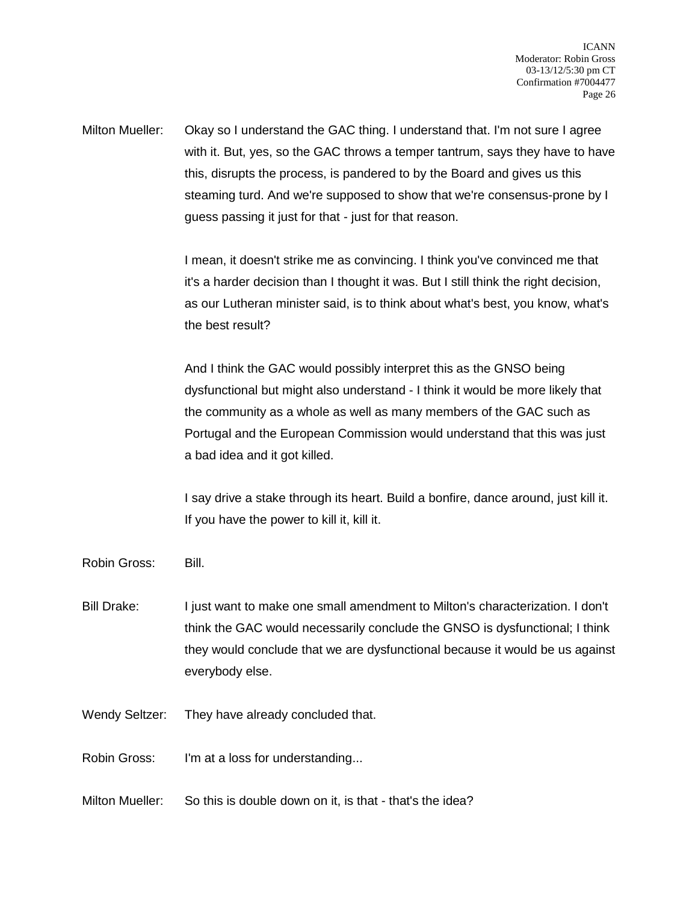Milton Mueller: Okay so I understand the GAC thing. I understand that. I'm not sure I agree with it. But, yes, so the GAC throws a temper tantrum, says they have to have this, disrupts the process, is pandered to by the Board and gives us this steaming turd. And we're supposed to show that we're consensus-prone by I guess passing it just for that - just for that reason.

I mean, it doesn't strike me as convincing. I think you've convinced me that it's a harder decision than I thought it was. But I still think the right decision, as our Lutheran minister said, is to think about what's best, you know, what's the best result?

And I think the GAC would possibly interpret this as the GNSO being dysfunctional but might also understand - I think it would be more likely that the community as a whole as well as many members of the GAC such as Portugal and the European Commission would understand that this was just a bad idea and it got killed.

I say drive a stake through its heart. Build a bonfire, dance around, just kill it. If you have the power to kill it, kill it.

Robin Gross: Bill.

Bill Drake: I just want to make one small amendment to Milton's characterization. I don't think the GAC would necessarily conclude the GNSO is dysfunctional; I think they would conclude that we are dysfunctional because it would be us against everybody else.

Wendy Seltzer: They have already concluded that.

Robin Gross: I'm at a loss for understanding...

Milton Mueller: So this is double down on it, is that - that's the idea?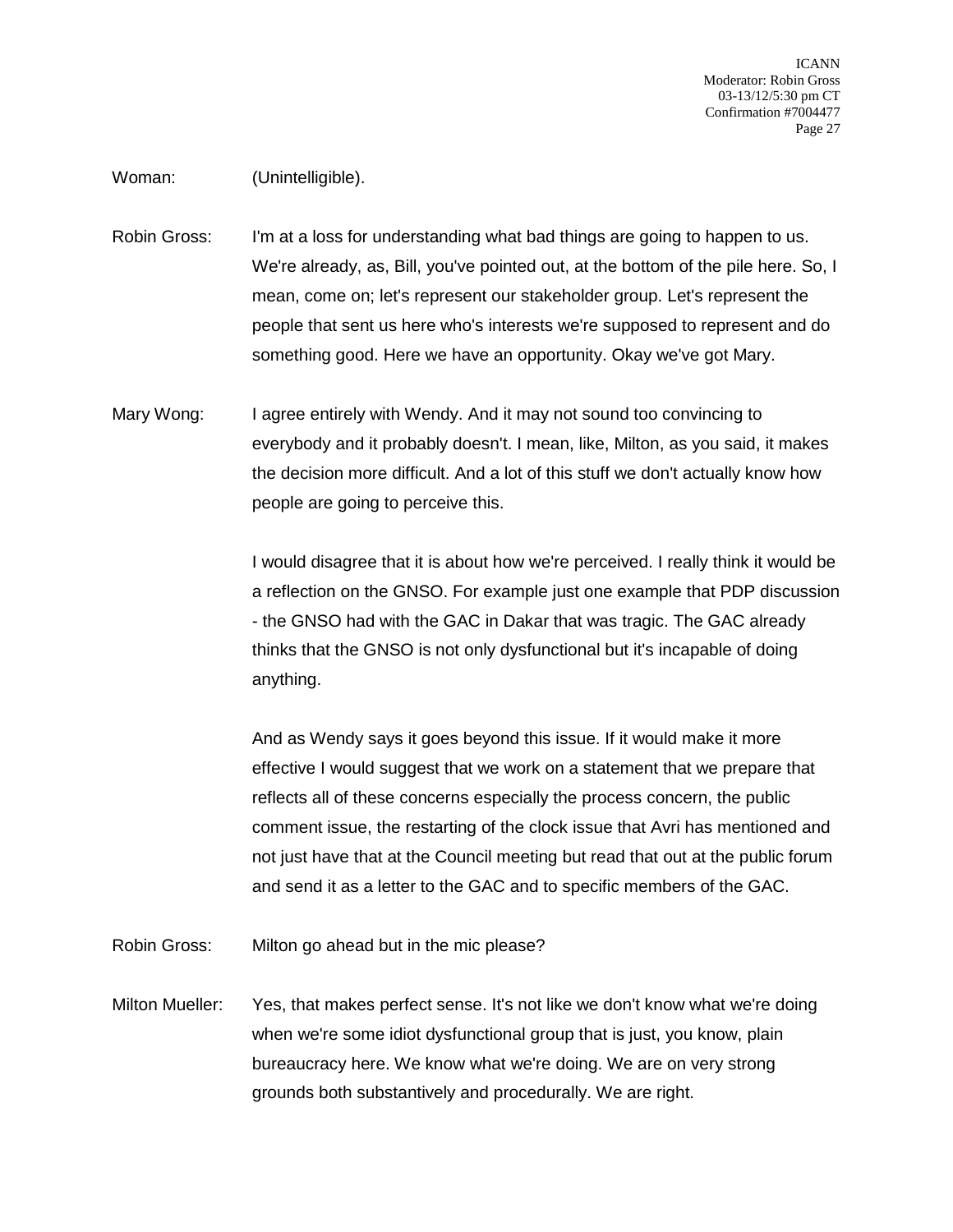Woman: (Unintelligible).

Robin Gross: I'm at a loss for understanding what bad things are going to happen to us. We're already, as, Bill, you've pointed out, at the bottom of the pile here. So, I mean, come on; let's represent our stakeholder group. Let's represent the people that sent us here who's interests we're supposed to represent and do something good. Here we have an opportunity. Okay we've got Mary.

Mary Wong: I agree entirely with Wendy. And it may not sound too convincing to everybody and it probably doesn't. I mean, like, Milton, as you said, it makes the decision more difficult. And a lot of this stuff we don't actually know how people are going to perceive this.

I would disagree that it is about how we're perceived. I really think it would be a reflection on the GNSO. For example just one example that PDP discussion - the GNSO had with the GAC in Dakar that was tragic. The GAC already thinks that the GNSO is not only dysfunctional but it's incapable of doing anything.

And as Wendy says it goes beyond this issue. If it would make it more effective I would suggest that we work on a statement that we prepare that reflects all of these concerns especially the process concern, the public comment issue, the restarting of the clock issue that Avri has mentioned and not just have that at the Council meeting but read that out at the public forum and send it as a letter to the GAC and to specific members of the GAC.

Robin Gross: Milton go ahead but in the mic please?

Milton Mueller: Yes, that makes perfect sense. It's not like we don't know what we're doing when we're some idiot dysfunctional group that is just, you know, plain bureaucracy here. We know what we're doing. We are on very strong grounds both substantively and procedurally. We are right.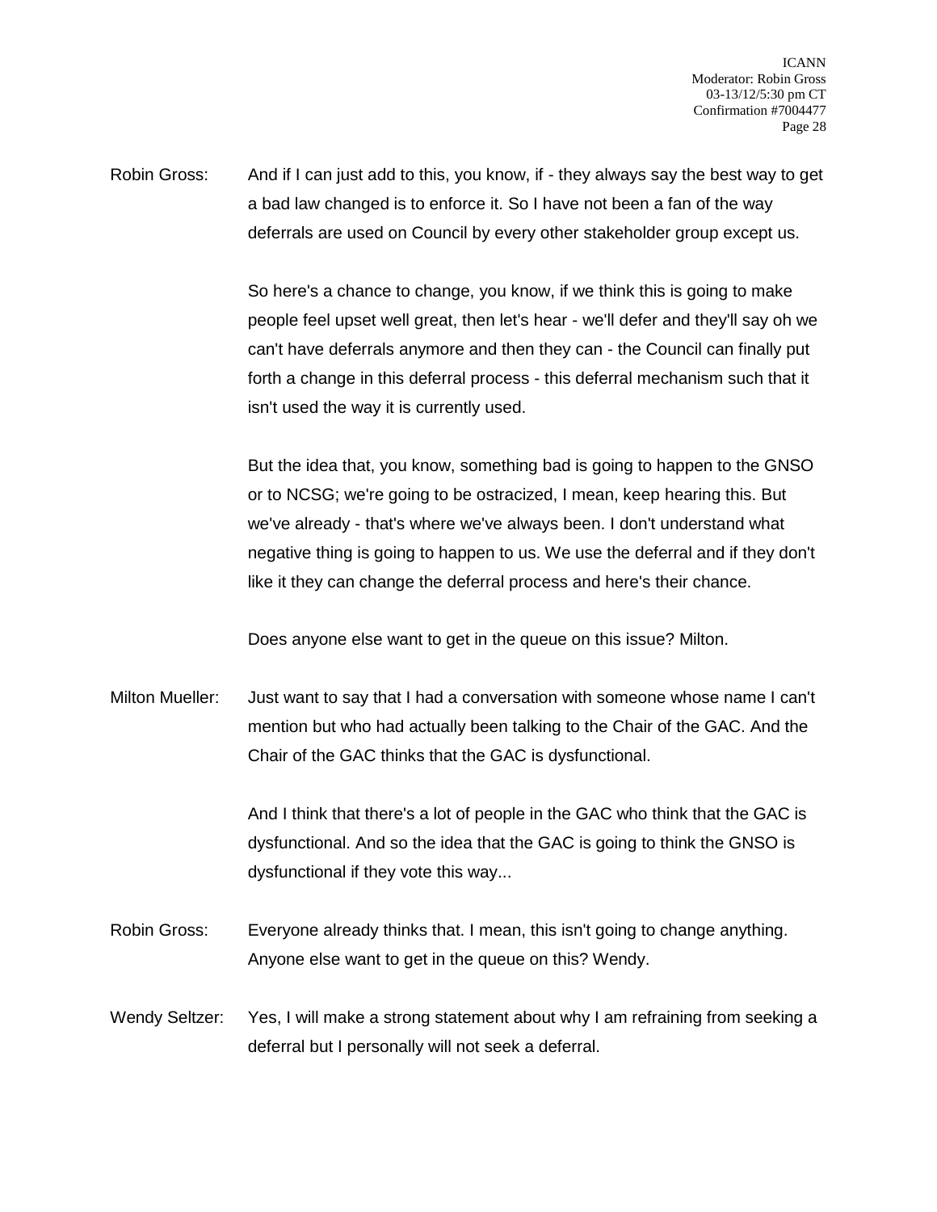Robin Gross: And if I can just add to this, you know, if - they always say the best way to get a bad law changed is to enforce it. So I have not been a fan of the way deferrals are used on Council by every other stakeholder group except us.

So here's a chance to change, you know, if we think this is going to make people feel upset well great, then let's hear - we'll defer and they'll say oh we can't have deferrals anymore and then they can - the Council can finally put forth a change in this deferral process - this deferral mechanism such that it isn't used the way it is currently used.

But the idea that, you know, something bad is going to happen to the GNSO or to NCSG; we're going to be ostracized, I mean, keep hearing this. But we've already - that's where we've always been. I don't understand what negative thing is going to happen to us. We use the deferral and if they don't like it they can change the deferral process and here's their chance.

Does anyone else want to get in the queue on this issue? Milton.

Milton Mueller: Just want to say that I had a conversation with someone whose name I can't mention but who had actually been talking to the Chair of the GAC. And the Chair of the GAC thinks that the GAC is dysfunctional.

And I think that there's a lot of people in the GAC who think that the GAC is dysfunctional. And so the idea that the GAC is going to think the GNSO is dysfunctional if they vote this way...

Robin Gross: Everyone already thinks that. I mean, this isn't going to change anything. Anyone else want to get in the queue on this? Wendy.

Wendy Seltzer: Yes, I will make a strong statement about why I am refraining from seeking a deferral but I personally will not seek a deferral.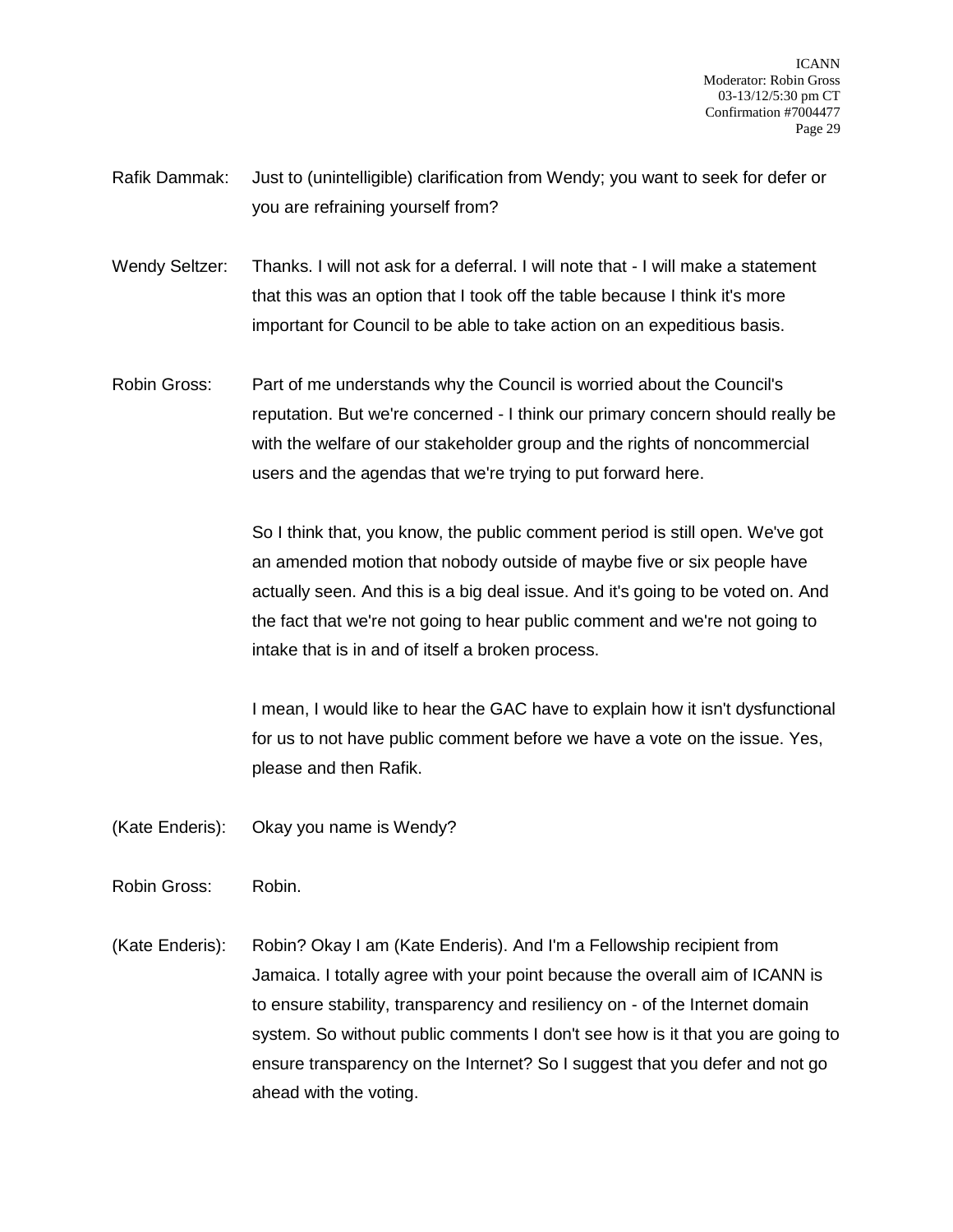Rafik Dammak: Just to (unintelligible) clarification from Wendy; you want to seek for defer or you are refraining yourself from?

Wendy Seltzer: Thanks. I will not ask for a deferral. I will note that - I will make a statement that this was an option that I took off the table because I think it's more important for Council to be able to take action on an expeditious basis.

Robin Gross: Part of me understands why the Council is worried about the Council's reputation. But we're concerned - I think our primary concern should really be with the welfare of our stakeholder group and the rights of noncommercial users and the agendas that we're trying to put forward here.

So I think that, you know, the public comment period is still open. We've got an amended motion that nobody outside of maybe five or six people have actually seen. And this is a big deal issue. And it's going to be voted on. And the fact that we're not going to hear public comment and we're not going to intake that is in and of itself a broken process.

I mean, I would like to hear the GAC have to explain how it isn't dysfunctional for us to not have public comment before we have a vote on the issue. Yes, please and then Rafik.

(Kate Enderis): Okay you name is Wendy?

Robin Gross: Robin.

(Kate Enderis): Robin? Okay I am (Kate Enderis). And I'm a Fellowship recipient from Jamaica. I totally agree with your point because the overall aim of ICANN is to ensure stability, transparency and resiliency on - of the Internet domain system. So without public comments I don't see how is it that you are going to ensure transparency on the Internet? So I suggest that you defer and not go ahead with the voting.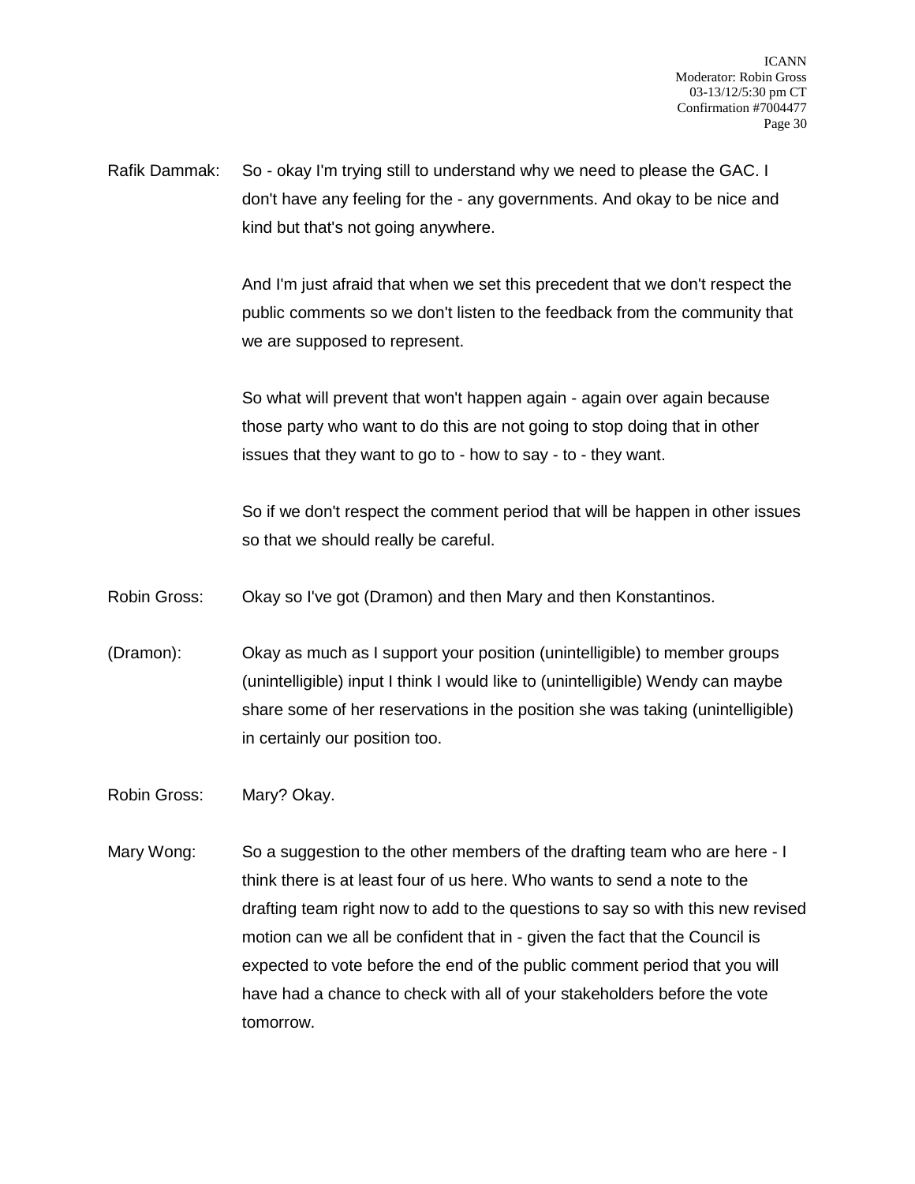Rafik Dammak: So - okay I'm trying still to understand why we need to please the GAC. I don't have any feeling for the - any governments. And okay to be nice and kind but that's not going anywhere.

And I'm just afraid that when we set this precedent that we don't respect the public comments so we don't listen to the feedback from the community that we are supposed to represent.

So what will prevent that won't happen again - again over again because those party who want to do this are not going to stop doing that in other issues that they want to go to - how to say - to - they want.

So if we don't respect the comment period that will be happen in other issues so that we should really be careful.

Robin Gross: Okay so I've got (Dramon) and then Mary and then Konstantinos.

(Dramon): Okay as much as I support your position (unintelligible) to member groups (unintelligible) input I think I would like to (unintelligible) Wendy can maybe share some of her reservations in the position she was taking (unintelligible) in certainly our position too.

Robin Gross: Mary? Okay.

Mary Wong: So a suggestion to the other members of the drafting team who are here - I think there is at least four of us here. Who wants to send a note to the drafting team right now to add to the questions to say so with this new revised motion can we all be confident that in - given the fact that the Council is expected to vote before the end of the public comment period that you will have had a chance to check with all of your stakeholders before the vote tomorrow.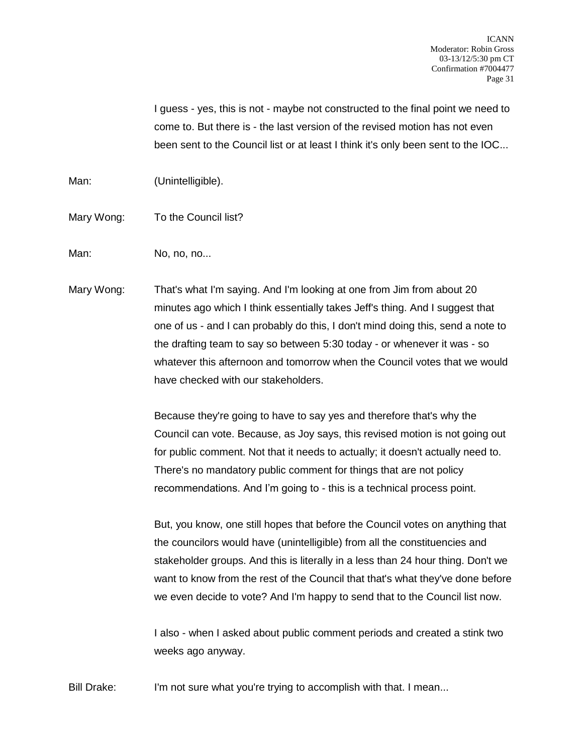I guess - yes, this is not - maybe not constructed to the final point we need to come to. But there is - the last version of the revised motion has not even been sent to the Council list or at least I think it's only been sent to the IOC...

Man: (Unintelligible).

Mary Wong: To the Council list?

Man: No, no, no...

Mary Wong: That's what I'm saying. And I'm looking at one from Jim from about 20 minutes ago which I think essentially takes Jeff's thing. And I suggest that one of us - and I can probably do this, I don't mind doing this, send a note to the drafting team to say so between 5:30 today - or whenever it was - so whatever this afternoon and tomorrow when the Council votes that we would have checked with our stakeholders.

Because they're going to have to say yes and therefore that's why the Council can vote. Because, as Joy says, this revised motion is not going out for public comment. Not that it needs to actually; it doesn't actually need to. There's no mandatory public comment for things that are not policy recommendations. And I'm going to - this is a technical process point.

But, you know, one still hopes that before the Council votes on anything that the councilors would have (unintelligible) from all the constituencies and stakeholder groups. And this is literally in a less than 24 hour thing. Don't we want to know from the rest of the Council that that's what they've done before we even decide to vote? And I'm happy to send that to the Council list now.

I also - when I asked about public comment periods and created a stink two weeks ago anyway.

Bill Drake: I'm not sure what you're trying to accomplish with that. I mean...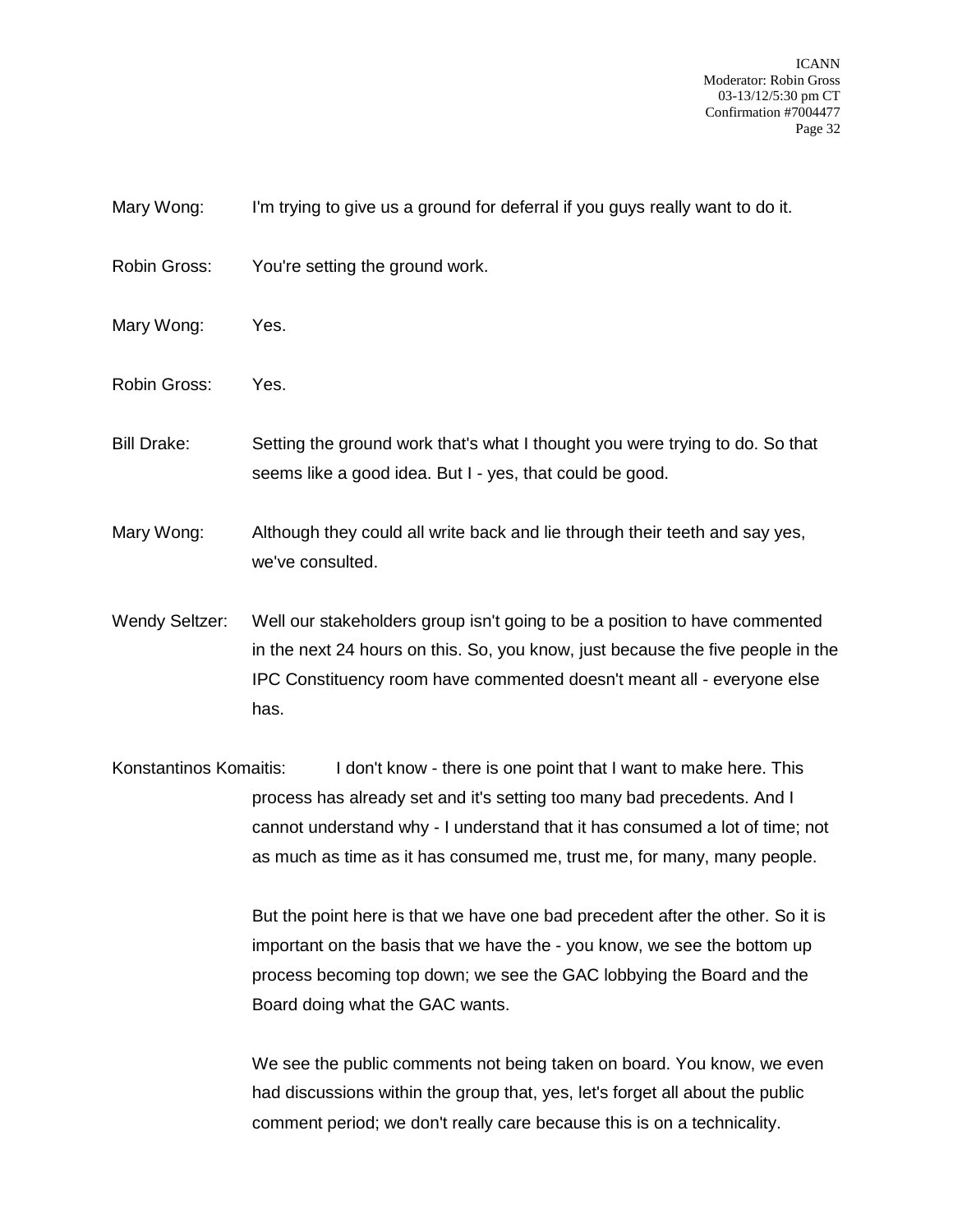Mary Wong: I'm trying to give us a ground for deferral if you guys really want to do it.

Robin Gross: You're setting the ground work.

Mary Wong: Yes.

Robin Gross: Yes.

Bill Drake: Setting the ground work that's what I thought you were trying to do. So that seems like a good idea. But I - yes, that could be good.

Mary Wong: Although they could all write back and lie through their teeth and say yes, we've consulted.

Wendy Seltzer: Well our stakeholders group isn't going to be a position to have commented in the next 24 hours on this. So, you know, just because the five people in the IPC Constituency room have commented doesn't meant all - everyone else has.

Konstantinos Komaitis: I don't know - there is one point that I want to make here. This process has already set and it's setting too many bad precedents. And I cannot understand why - I understand that it has consumed a lot of time; not as much as time as it has consumed me, trust me, for many, many people.

But the point here is that we have one bad precedent after the other. So it is important on the basis that we have the - you know, we see the bottom up process becoming top down; we see the GAC lobbying the Board and the Board doing what the GAC wants.

We see the public comments not being taken on board. You know, we even had discussions within the group that, yes, let's forget all about the public comment period; we don't really care because this is on a technicality.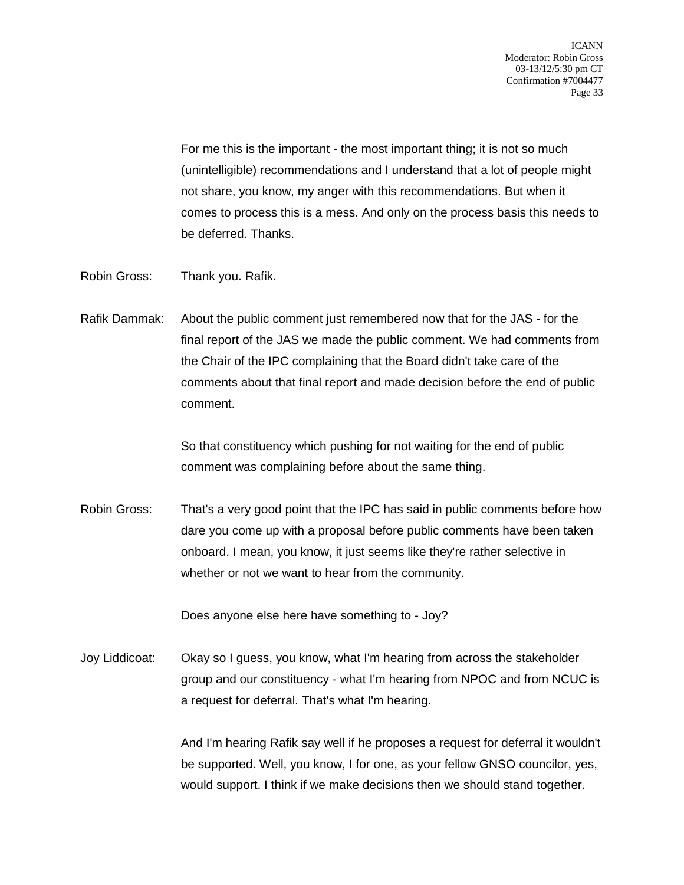For me this is the important - the most important thing; it is not so much (unintelligible) recommendations and I understand that a lot of people might not share, you know, my anger with this recommendations. But when it comes to process this is a mess. And only on the process basis this needs to be deferred. Thanks.

Robin Gross: Thank you. Rafik.

Rafik Dammak: About the public comment just remembered now that for the JAS - for the final report of the JAS we made the public comment. We had comments from the Chair of the IPC complaining that the Board didn't take care of the comments about that final report and made decision before the end of public comment.

So that constituency which pushing for not waiting for the end of public comment was complaining before about the same thing.

Robin Gross: That's a very good point that the IPC has said in public comments before how dare you come up with a proposal before public comments have been taken onboard. I mean, you know, it just seems like they're rather selective in whether or not we want to hear from the community.

Does anyone else here have something to - Joy?

Joy Liddicoat: Okay so I guess, you know, what I'm hearing from across the stakeholder group and our constituency - what I'm hearing from NPOC and from NCUC is a request for deferral. That's what I'm hearing.

And I'm hearing Rafik say well if he proposes a request for deferral it wouldn't be supported. Well, you know, I for one, as your fellow GNSO councilor, yes, would support. I think if we make decisions then we should stand together.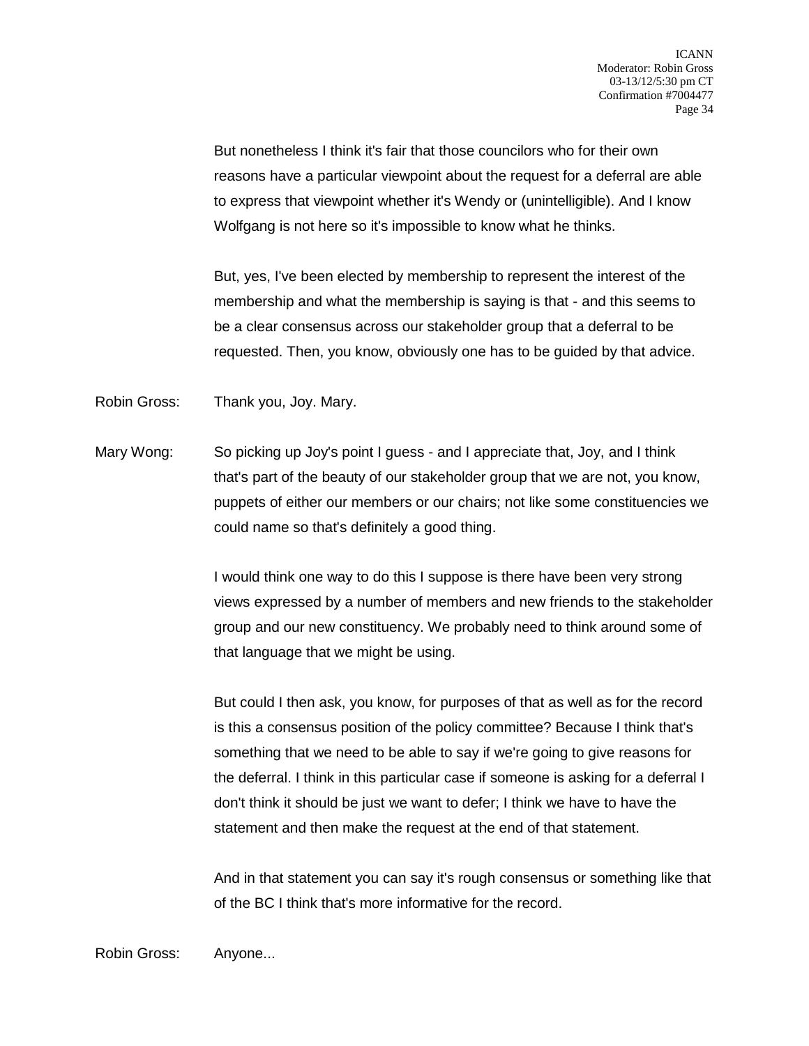But nonetheless I think it's fair that those councilors who for their own reasons have a particular viewpoint about the request for a deferral are able to express that viewpoint whether it's Wendy or (unintelligible). And I know Wolfgang is not here so it's impossible to know what he thinks.

But, yes, I've been elected by membership to represent the interest of the membership and what the membership is saying is that - and this seems to be a clear consensus across our stakeholder group that a deferral to be requested. Then, you know, obviously one has to be guided by that advice.

Robin Gross: Thank you, Joy. Mary.

Mary Wong: So picking up Joy's point I guess - and I appreciate that, Joy, and I think that's part of the beauty of our stakeholder group that we are not, you know, puppets of either our members or our chairs; not like some constituencies we could name so that's definitely a good thing.

I would think one way to do this I suppose is there have been very strong views expressed by a number of members and new friends to the stakeholder group and our new constituency. We probably need to think around some of that language that we might be using.

But could I then ask, you know, for purposes of that as well as for the record is this a consensus position of the policy committee? Because I think that's something that we need to be able to say if we're going to give reasons for the deferral. I think in this particular case if someone is asking for a deferral I don't think it should be just we want to defer; I think we have to have the statement and then make the request at the end of that statement.

And in that statement you can say it's rough consensus or something like that of the BC I think that's more informative for the record.

Robin Gross: Anyone...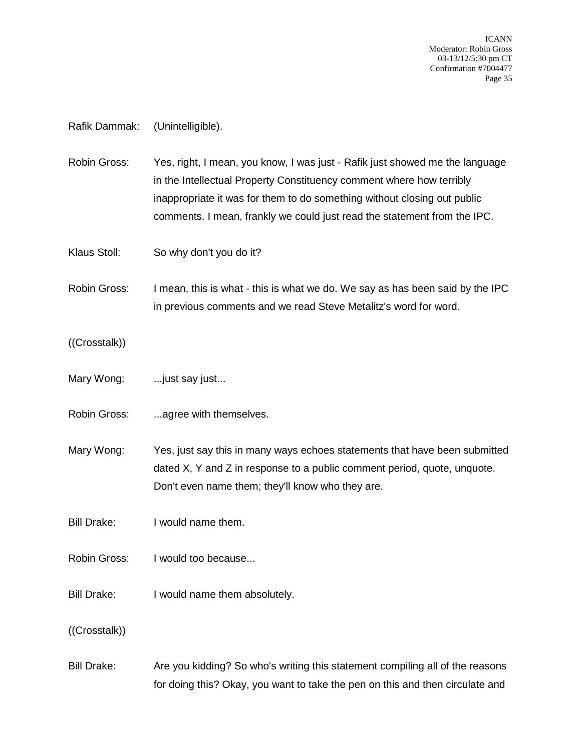Rafik Dammak: (Unintelligible).

Robin Gross: Yes, right, I mean, you know, I was just - Rafik just showed me the language in the Intellectual Property Constituency comment where how terribly inappropriate it was for them to do something without closing out public comments. I mean, frankly we could just read the statement from the IPC.

Klaus Stoll: So why don't you do it?

Robin Gross: I mean, this is what - this is what we do. We say as has been said by the IPC in previous comments and we read Steve Metalitz's word for word.

((Crosstalk))

Mary Wong: ...just say just...

Robin Gross: ...agree with themselves.

Mary Wong: Yes, just say this in many ways echoes statements that have been submitted dated X, Y and Z in response to a public comment period, quote, unquote. Don't even name them; they'll know who they are.

Bill Drake: I would name them.

Robin Gross: I would too because...

Bill Drake: I would name them absolutely.

((Crosstalk))

Bill Drake: Are you kidding? So who's writing this statement compiling all of the reasons for doing this? Okay, you want to take the pen on this and then circulate and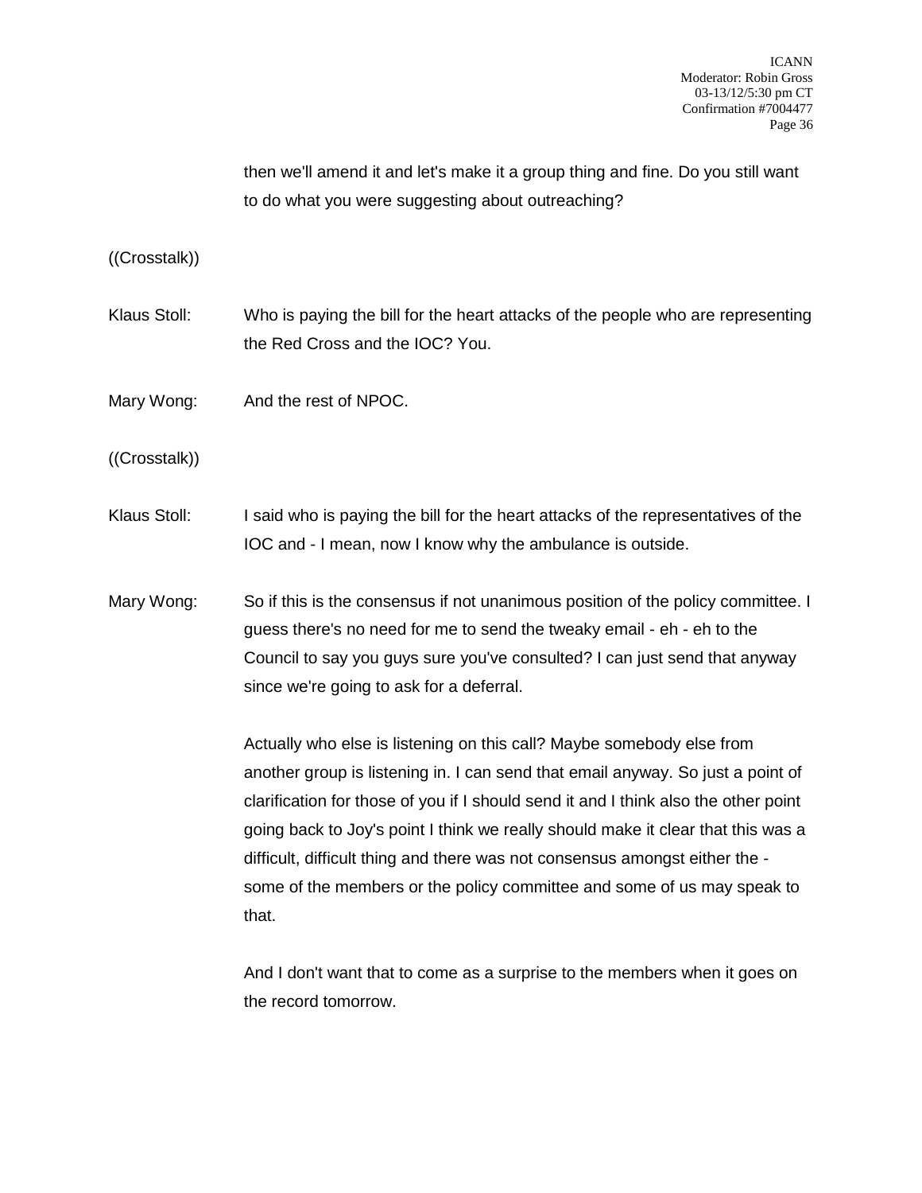then we'll amend it and let's make it a group thing and fine. Do you still want to do what you were suggesting about outreaching?

((Crosstalk))

Klaus Stoll: Who is paying the bill for the heart attacks of the people who are representing the Red Cross and the IOC? You.

Mary Wong: And the rest of NPOC.

((Crosstalk))

Klaus Stoll: I said who is paying the bill for the heart attacks of the representatives of the IOC and - I mean, now I know why the ambulance is outside.

Mary Wong: So if this is the consensus if not unanimous position of the policy committee. I guess there's no need for me to send the tweaky email - eh - eh to the Council to say you guys sure you've consulted? I can just send that anyway since we're going to ask for a deferral.

Actually who else is listening on this call? Maybe somebody else from another group is listening in. I can send that email anyway. So just a point of clarification for those of you if I should send it and I think also the other point going back to Joy's point I think we really should make it clear that this was a difficult, difficult thing and there was not consensus amongst either the - some of the members or the policy committee and some of us may speak to that.

And I don't want that to come as a surprise to the members when it goes on the record tomorrow.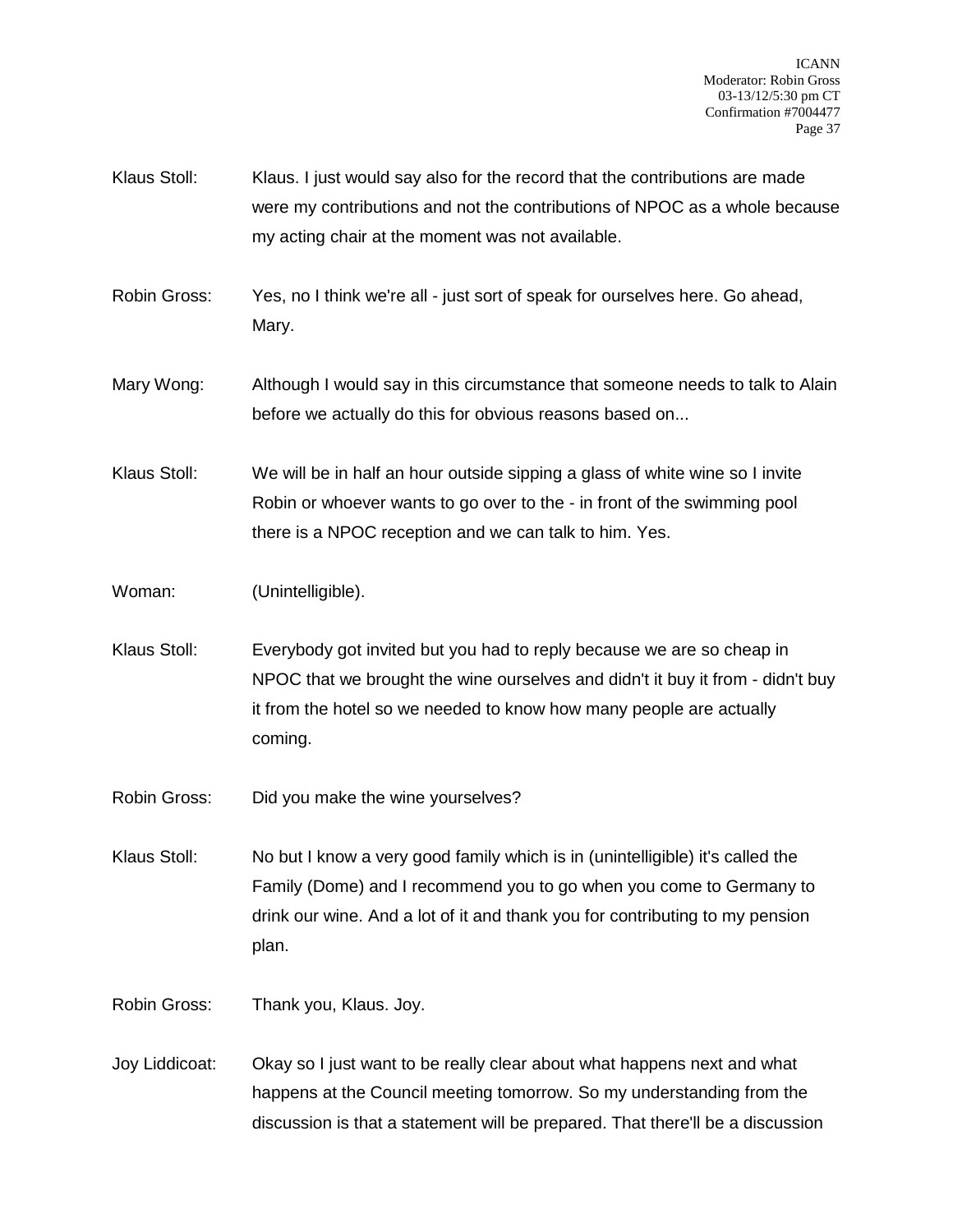Klaus Stoll: Klaus. I just would say also for the record that the contributions are made were my contributions and not the contributions of NPOC as a whole because my acting chair at the moment was not available.

Robin Gross: Yes, no I think we're all - just sort of speak for ourselves here. Go ahead, Mary.

Mary Wong: Although I would say in this circumstance that someone needs to talk to Alain before we actually do this for obvious reasons based on...

Klaus Stoll: We will be in half an hour outside sipping a glass of white wine so I invite Robin or whoever wants to go over to the - in front of the swimming pool there is a NPOC reception and we can talk to him. Yes.

Woman: (Unintelligible).

Klaus Stoll: Everybody got invited but you had to reply because we are so cheap in NPOC that we brought the wine ourselves and didn't it buy it from - didn't buy it from the hotel so we needed to know how many people are actually coming.

Robin Gross: Did you make the wine yourselves?

Klaus Stoll: No but I know a very good family which is in (unintelligible) it's called the Family (Dome) and I recommend you to go when you come to Germany to drink our wine. And a lot of it and thank you for contributing to my pension plan.

Robin Gross: Thank you, Klaus. Joy.

Joy Liddicoat: Okay so I just want to be really clear about what happens next and what happens at the Council meeting tomorrow. So my understanding from the discussion is that a statement will be prepared. That there'll be a discussion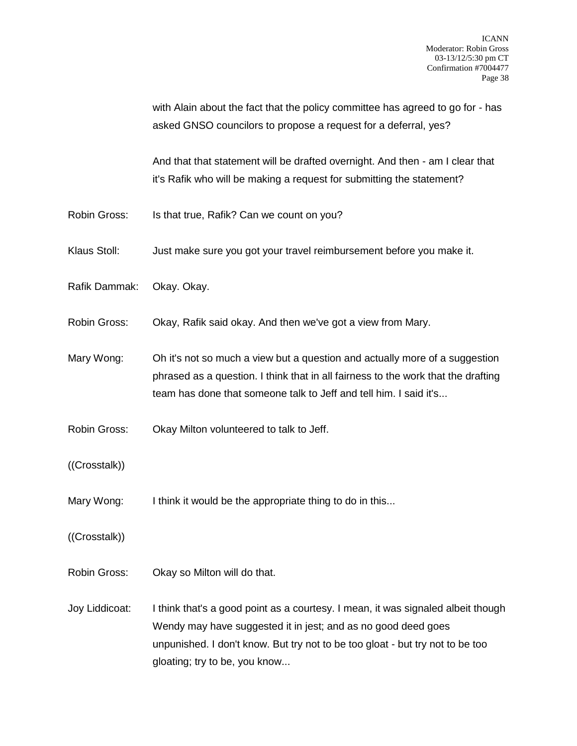with Alain about the fact that the policy committee has agreed to go for - has asked GNSO councilors to propose a request for a deferral, yes?

And that that statement will be drafted overnight. And then - am I clear that it's Rafik who will be making a request for submitting the statement?

Robin Gross: Is that true, Rafik? Can we count on you?

Klaus Stoll: Just make sure you got your travel reimbursement before you make it.

Rafik Dammak: Okay. Okay.

Robin Gross: Okay, Rafik said okay. And then we've got a view from Mary.

Mary Wong: Oh it's not so much a view but a question and actually more of a suggestion phrased as a question. I think that in all fairness to the work that the drafting team has done that someone talk to Jeff and tell him. I said it's...

Robin Gross: Okay Milton volunteered to talk to Jeff.

((Crosstalk))

Mary Wong: I think it would be the appropriate thing to do in this...

((Crosstalk))

Robin Gross: Okay so Milton will do that.

Joy Liddicoat: I think that's a good point as a courtesy. I mean, it was signaled albeit though Wendy may have suggested it in jest; and as no good deed goes unpunished. I don't know. But try not to be too gloat - but try not to be too gloating; try to be, you know...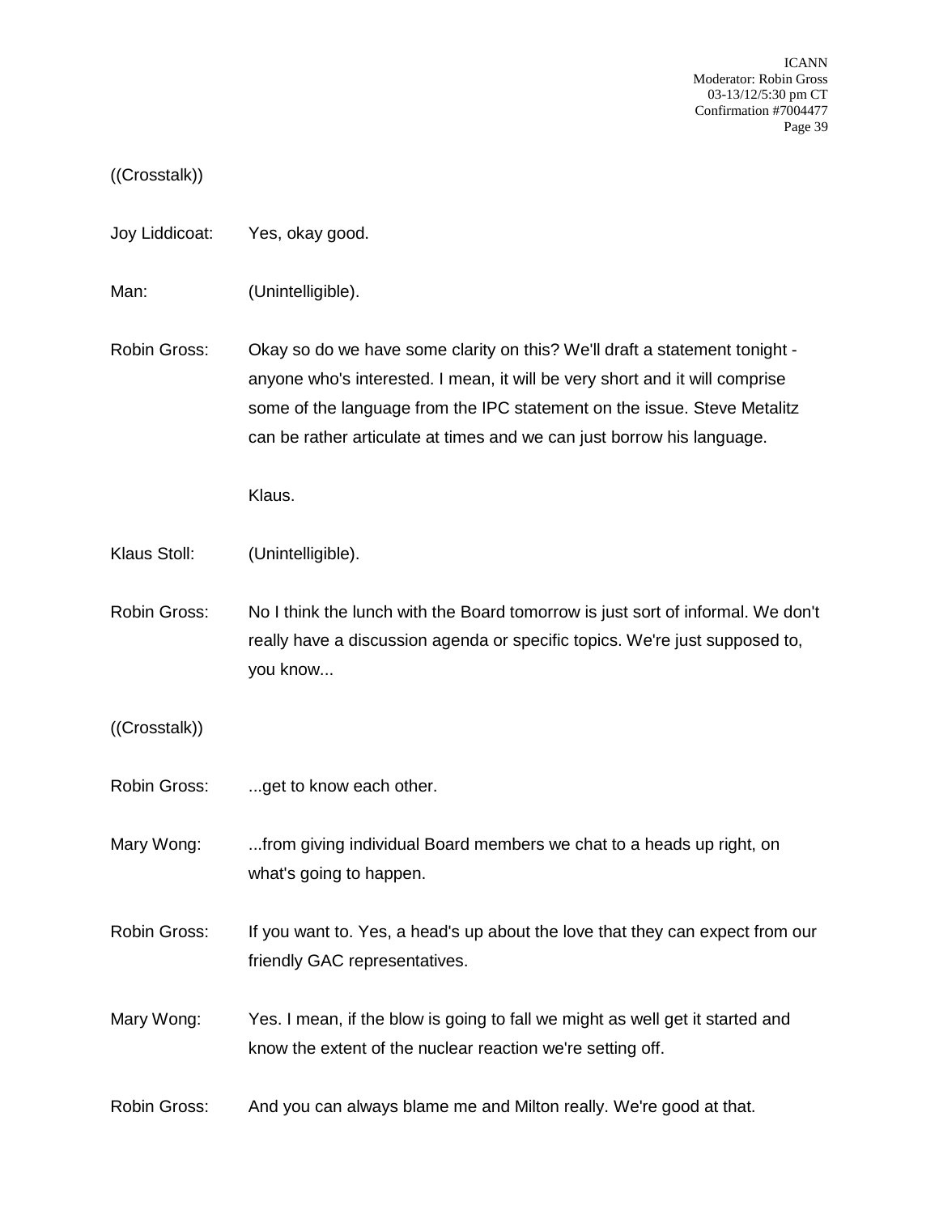((Crosstalk))

Joy Liddicoat: Yes, okay good.

Man: (Unintelligible).

Robin Gross: Okay so do we have some clarity on this? We'll draft a statement tonight - anyone who's interested. I mean, it will be very short and it will comprise some of the language from the IPC statement on the issue. Steve Metalitz can be rather articulate at times and we can just borrow his language.

Klaus.

Klaus Stoll: (Unintelligible).

Robin Gross: No I think the lunch with the Board tomorrow is just sort of informal. We don't really have a discussion agenda or specific topics. We're just supposed to, you know...

((Crosstalk))

Robin Gross: ...get to know each other.

Mary Wong: ...from giving individual Board members we chat to a heads up right, on what's going to happen.

Robin Gross: If you want to. Yes, a head's up about the love that they can expect from our friendly GAC representatives.

Mary Wong: Yes. I mean, if the blow is going to fall we might as well get it started and know the extent of the nuclear reaction we're setting off.

Robin Gross: And you can always blame me and Milton really. We're good at that.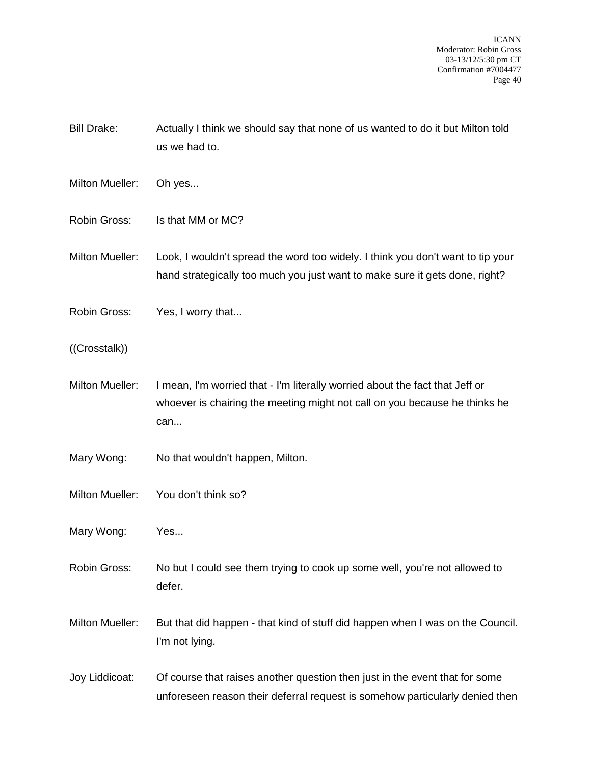Bill Drake: Actually I think we should say that none of us wanted to do it but Milton told us we had to.

Milton Mueller: Oh yes...

Robin Gross: Is that MM or MC?

Milton Mueller: Look, I wouldn't spread the word too widely. I think you don't want to tip your hand strategically too much you just want to make sure it gets done, right?

Robin Gross: Yes, I worry that...

((Crosstalk))

Milton Mueller: I mean, I'm worried that - I'm literally worried about the fact that Jeff or whoever is chairing the meeting might not call on you because he thinks he can...

Mary Wong: No that wouldn't happen, Milton.

Milton Mueller: You don't think so?

Mary Wong: Yes...

Robin Gross: No but I could see them trying to cook up some well, you're not allowed to defer.

Milton Mueller: But that did happen - that kind of stuff did happen when I was on the Council. I'm not lying.

Joy Liddicoat: Of course that raises another question then just in the event that for some unforeseen reason their deferral request is somehow particularly denied then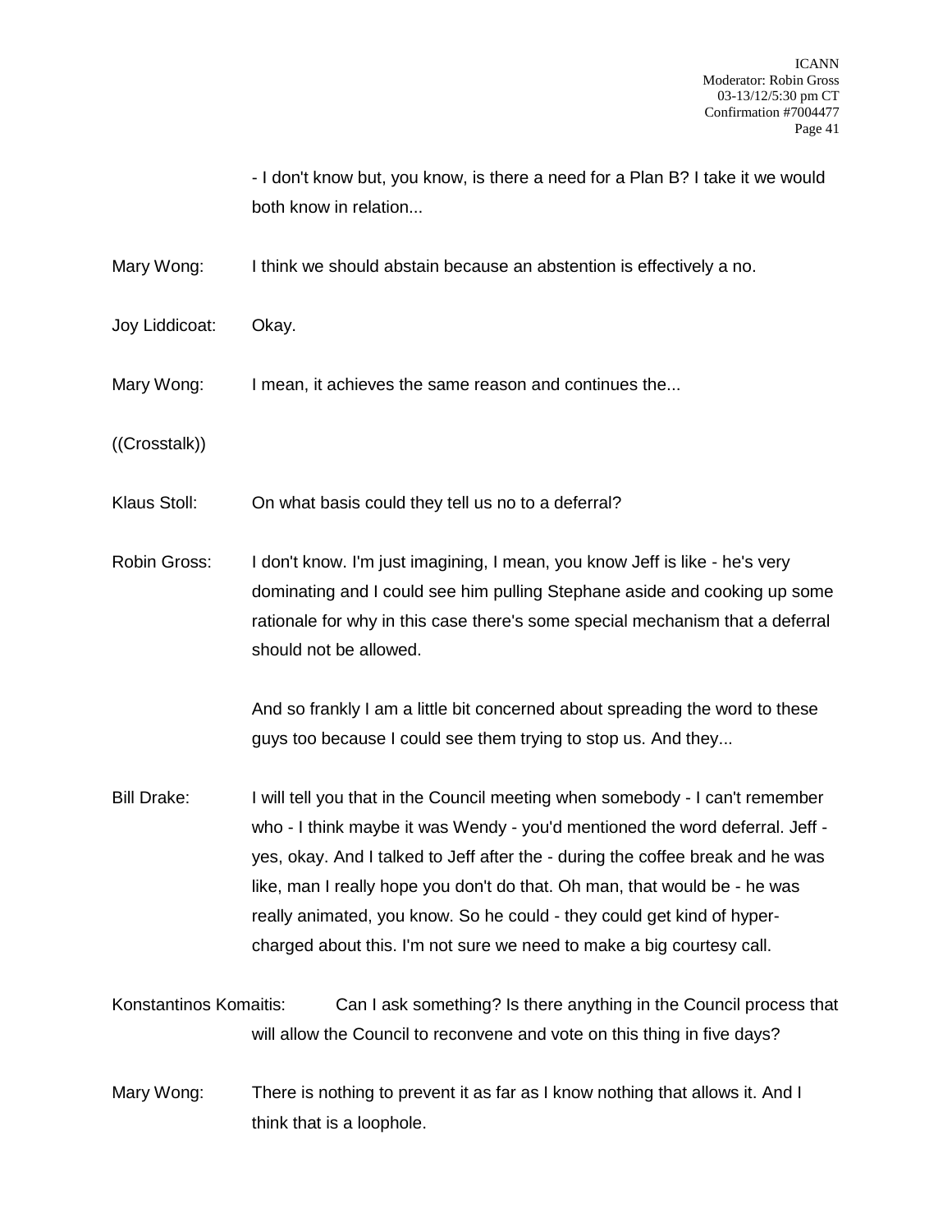- I don't know but, you know, is there a need for a Plan B? I take it we would both know in relation...

Mary Wong: I think we should abstain because an abstention is effectively a no.

Joy Liddicoat: Okay.

Mary Wong: I mean, it achieves the same reason and continues the...

((Crosstalk))

Klaus Stoll: On what basis could they tell us no to a deferral?

Robin Gross: I don't know. I'm just imagining, I mean, you know Jeff is like - he's very dominating and I could see him pulling Stephane aside and cooking up some rationale for why in this case there's some special mechanism that a deferral should not be allowed.

And so frankly I am a little bit concerned about spreading the word to these guys too because I could see them trying to stop us. And they...

Bill Drake: I will tell you that in the Council meeting when somebody - I can't remember who - I think maybe it was Wendy - you'd mentioned the word deferral. Jeff - yes, okay. And I talked to Jeff after the - during the coffee break and he was like, man I really hope you don't do that. Oh man, that would be - he was really animated, you know. So he could - they could get kind of hyper-charged about this. I'm not sure we need to make a big courtesy call.

Konstantinos Komaitis: Can I ask something? Is there anything in the Council process that will allow the Council to reconvene and vote on this thing in five days?

Mary Wong: There is nothing to prevent it as far as I know nothing that allows it. And I think that is a loophole.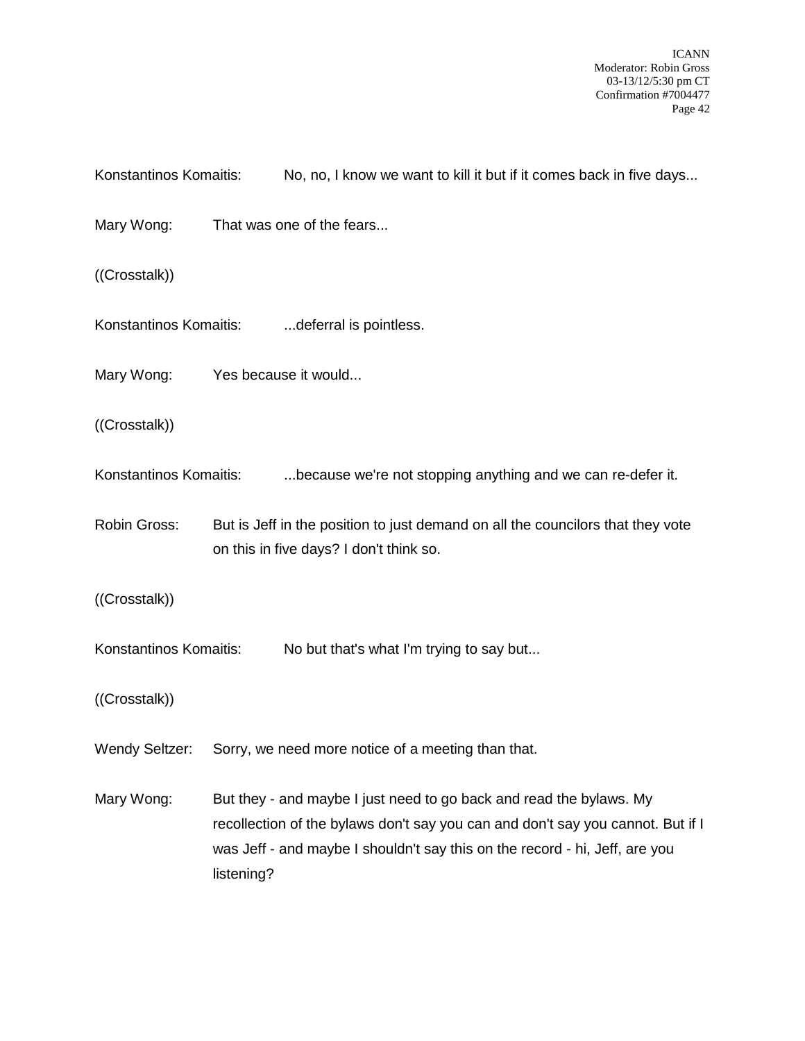Konstantinos Komaitis: No, no, I know we want to kill it but if it comes back in five days...

Mary Wong: That was one of the fears...

((Crosstalk))

Konstantinos Komaitis: ...deferral is pointless.

Mary Wong: Yes because it would...

((Crosstalk))

Konstantinos Komaitis: ...because we're not stopping anything and we can re-defer it.

Robin Gross: But is Jeff in the position to just demand on all the councilors that they vote on this in five days? I don't think so.

((Crosstalk))

Konstantinos Komaitis: No but that's what I'm trying to say but...

((Crosstalk))

Wendy Seltzer: Sorry, we need more notice of a meeting than that.

Mary Wong: But they - and maybe I just need to go back and read the bylaws. My recollection of the bylaws don't say you can and don't say you cannot. But if I was Jeff - and maybe I shouldn't say this on the record - hi, Jeff, are you listening?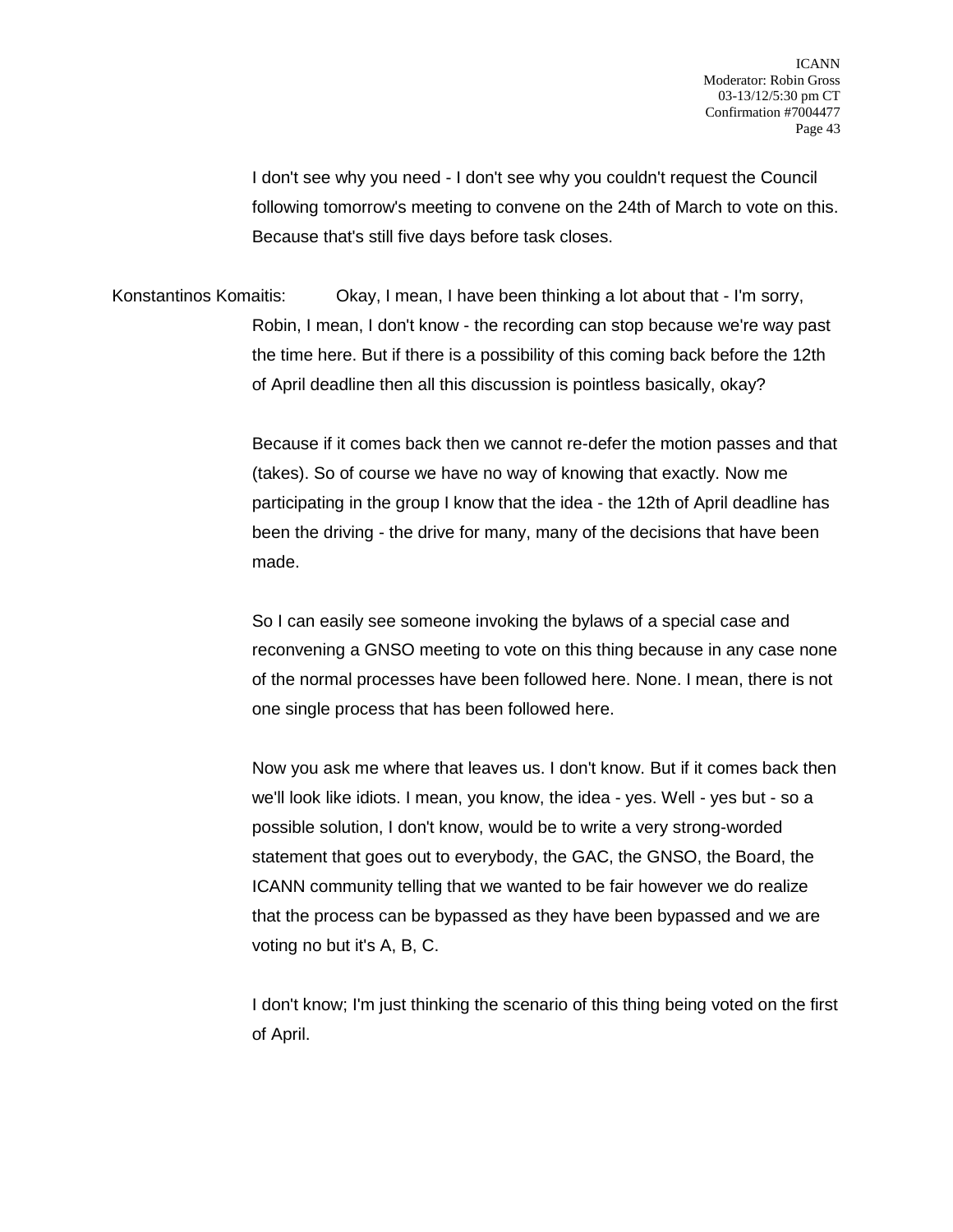I don't see why you need - I don't see why you couldn't request the Council following tomorrow's meeting to convene on the 24th of March to vote on this. Because that's still five days before task closes.

Konstantinos Komaitis: Okay, I mean, I have been thinking a lot about that - I'm sorry, Robin, I mean, I don't know - the recording can stop because we're way past the time here. But if there is a possibility of this coming back before the 12th of April deadline then all this discussion is pointless basically, okay?

Because if it comes back then we cannot re-defer the motion passes and that (takes). So of course we have no way of knowing that exactly. Now me participating in the group I know that the idea - the 12th of April deadline has been the driving - the drive for many, many of the decisions that have been made.

So I can easily see someone invoking the bylaws of a special case and reconvening a GNSO meeting to vote on this thing because in any case none of the normal processes have been followed here. None. I mean, there is not one single process that has been followed here.

Now you ask me where that leaves us. I don't know. But if it comes back then we'll look like idiots. I mean, you know, the idea - yes. Well - yes but - so a possible solution, I don't know, would be to write a very strong-worded statement that goes out to everybody, the GAC, the GNSO, the Board, the ICANN community telling that we wanted to be fair however we do realize that the process can be bypassed as they have been bypassed and we are voting no but it's A, B, C.

I don't know; I'm just thinking the scenario of this thing being voted on the first of April.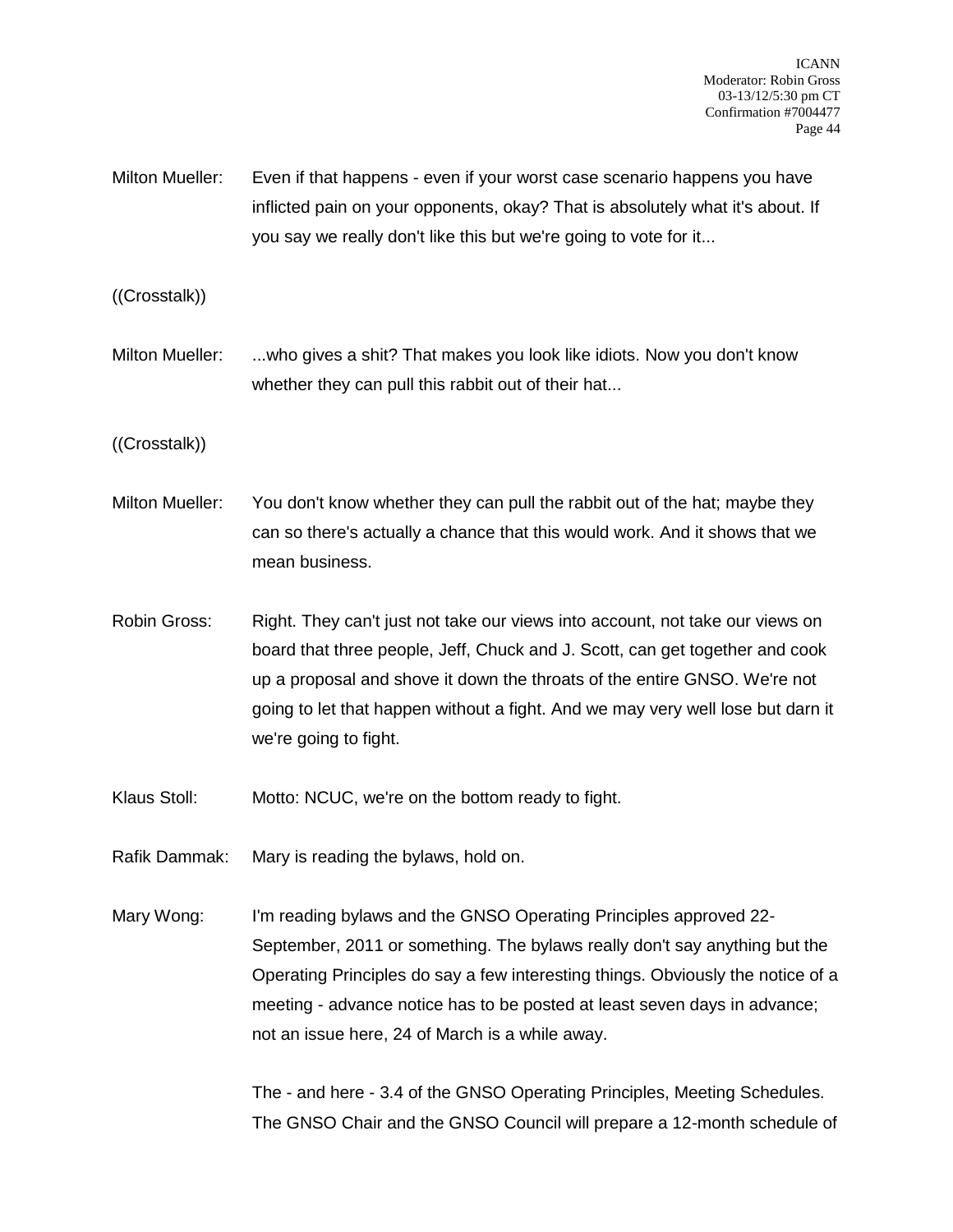Milton Mueller: Even if that happens - even if your worst case scenario happens you have inflicted pain on your opponents, okay? That is absolutely what it's about. If you say we really don't like this but we're going to vote for it...

((Crosstalk))

Milton Mueller: ...who gives a shit? That makes you look like idiots. Now you don't know whether they can pull this rabbit out of their hat...

((Crosstalk))

Milton Mueller: You don't know whether they can pull the rabbit out of the hat; maybe they can so there's actually a chance that this would work. And it shows that we mean business.

Robin Gross: Right. They can't just not take our views into account, not take our views on board that three people, Jeff, Chuck and J. Scott, can get together and cook up a proposal and shove it down the throats of the entire GNSO. We're not going to let that happen without a fight. And we may very well lose but darn it we're going to fight.

Klaus Stoll: Motto: NCUC, we're on the bottom ready to fight.

Rafik Dammak: Mary is reading the bylaws, hold on.

Mary Wong: I'm reading bylaws and the GNSO Operating Principles approved 22-September, 2011 or something. The bylaws really don't say anything but the Operating Principles do say a few interesting things. Obviously the notice of a meeting - advance notice has to be posted at least seven days in advance; not an issue here, 24 of March is a while away.

The - and here - 3.4 of the GNSO Operating Principles, Meeting Schedules. The GNSO Chair and the GNSO Council will prepare a 12-month schedule of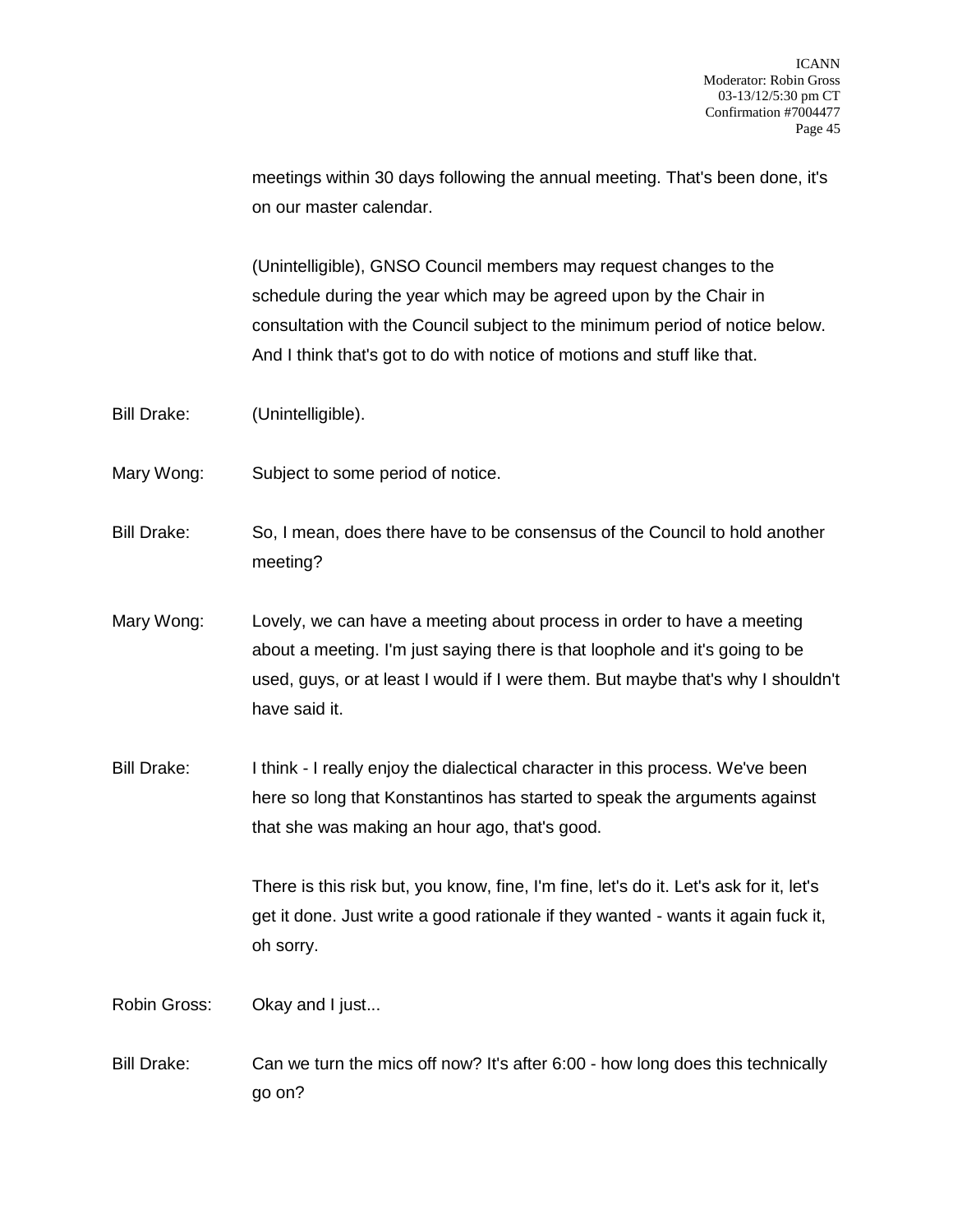meetings within 30 days following the annual meeting. That's been done, it's on our master calendar.

(Unintelligible), GNSO Council members may request changes to the schedule during the year which may be agreed upon by the Chair in consultation with the Council subject to the minimum period of notice below. And I think that's got to do with notice of motions and stuff like that.

Bill Drake: (Unintelligible).

Mary Wong: Subject to some period of notice.

Bill Drake: So, I mean, does there have to be consensus of the Council to hold another meeting?

Mary Wong: Lovely, we can have a meeting about process in order to have a meeting about a meeting. I'm just saying there is that loophole and it's going to be used, guys, or at least I would if I were them. But maybe that's why I shouldn't have said it.

Bill Drake: I think - I really enjoy the dialectical character in this process. We've been here so long that Konstantinos has started to speak the arguments against that she was making an hour ago, that's good.

There is this risk but, you know, fine, I'm fine, let's do it. Let's ask for it, let's get it done. Just write a good rationale if they wanted - wants it again fuck it, oh sorry.

Robin Gross: Okay and I just...

Bill Drake: Can we turn the mics off now? It's after 6:00 - how long does this technically go on?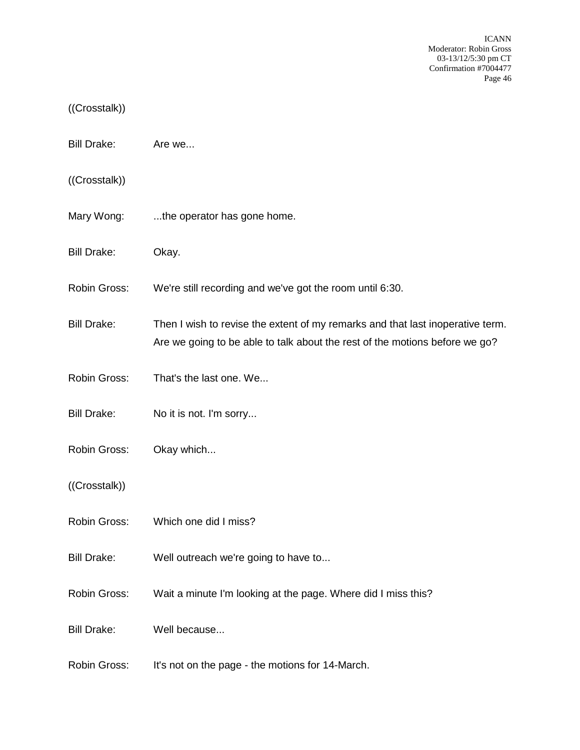((Crosstalk))

Bill Drake: Are we...

((Crosstalk))

Mary Wong: ...the operator has gone home.

Bill Drake: Okay.

Robin Gross: We're still recording and we've got the room until 6:30.

Bill Drake: Then I wish to revise the extent of my remarks and that last inoperative term. Are we going to be able to talk about the rest of the motions before we go?

Robin Gross: That's the last one. We...

Bill Drake: No it is not. I'm sorry...

Robin Gross: Okay which...

((Crosstalk))

Robin Gross: Which one did I miss?

Bill Drake: Well outreach we're going to have to...

Robin Gross: Wait a minute I'm looking at the page. Where did I miss this?

Bill Drake: Well because...

Robin Gross: It's not on the page - the motions for 14-March.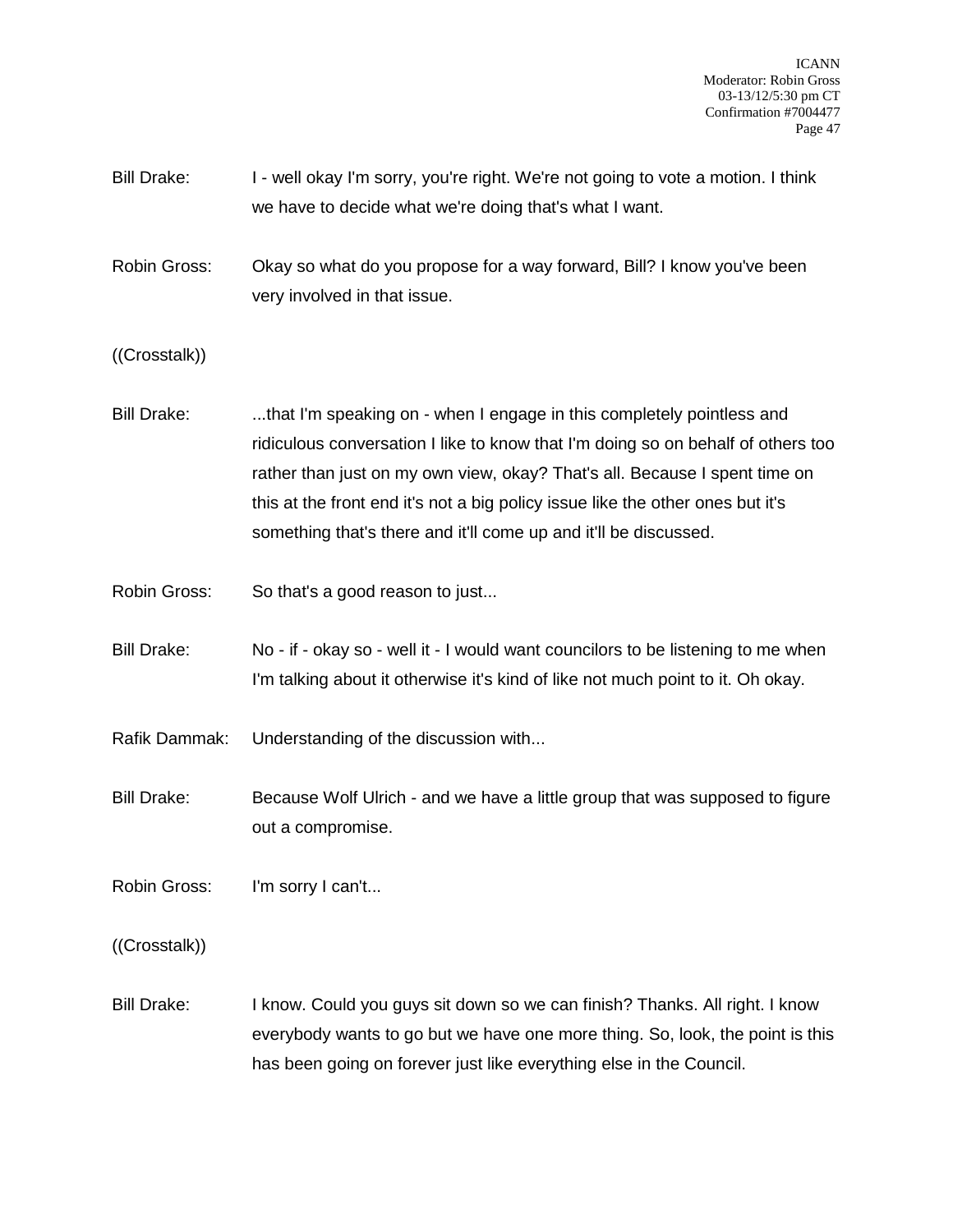Bill Drake: I - well okay I'm sorry, you're right. We're not going to vote a motion. I think we have to decide what we're doing that's what I want.

Robin Gross: Okay so what do you propose for a way forward, Bill? I know you've been very involved in that issue.

((Crosstalk))

Bill Drake: ...that I'm speaking on - when I engage in this completely pointless and ridiculous conversation I like to know that I'm doing so on behalf of others too rather than just on my own view, okay? That's all. Because I spent time on this at the front end it's not a big policy issue like the other ones but it's something that's there and it'll come up and it'll be discussed.

Robin Gross: So that's a good reason to just...

Bill Drake: No - if - okay so - well it - I would want councilors to be listening to me when I'm talking about it otherwise it's kind of like not much point to it. Oh okay.

Rafik Dammak: Understanding of the discussion with...

Bill Drake: Because Wolf Ulrich - and we have a little group that was supposed to figure out a compromise.

Robin Gross: I'm sorry I can't...

((Crosstalk))

Bill Drake: I know. Could you guys sit down so we can finish? Thanks. All right. I know everybody wants to go but we have one more thing. So, look, the point is this has been going on forever just like everything else in the Council.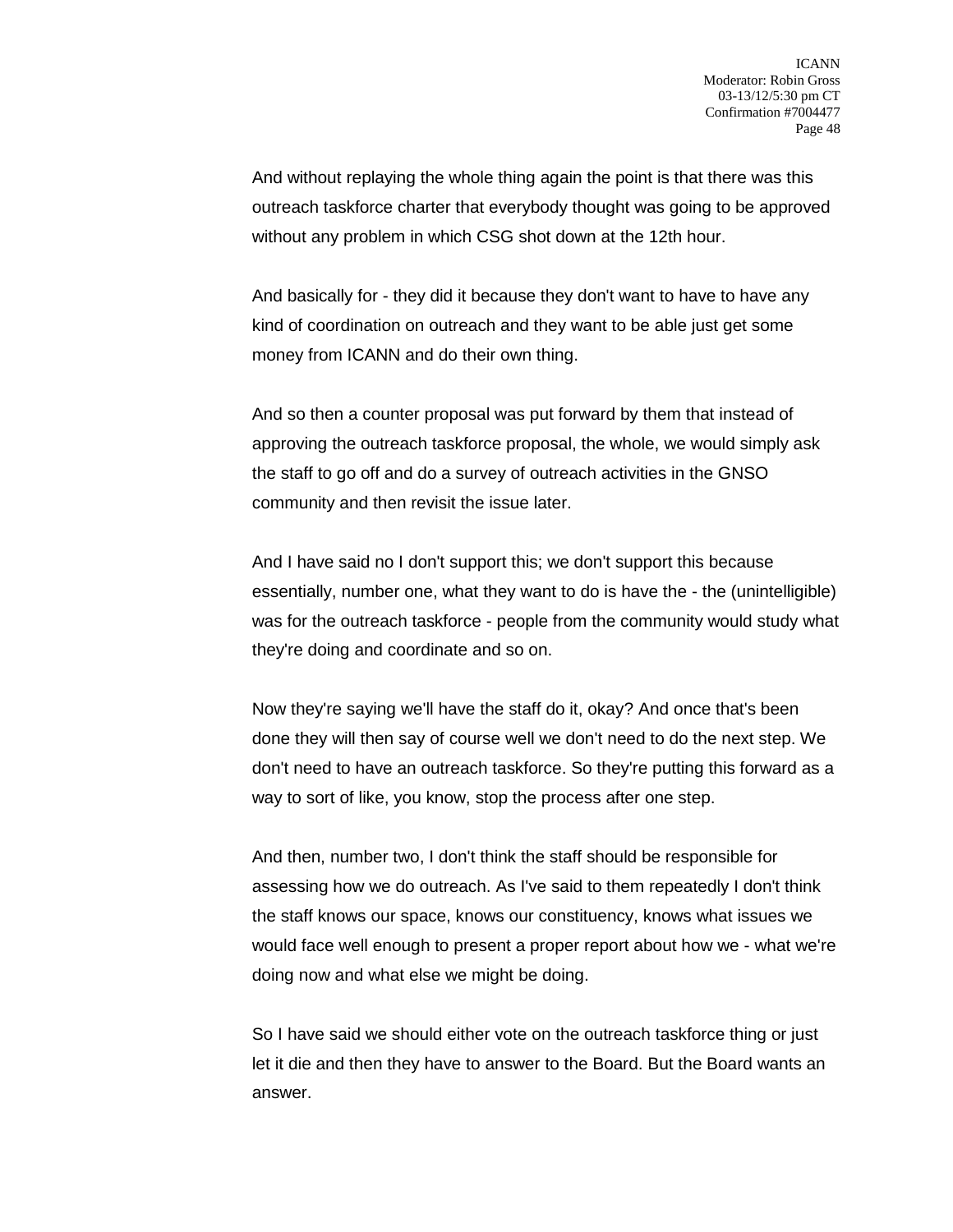And without replaying the whole thing again the point is that there was this outreach taskforce charter that everybody thought was going to be approved without any problem in which CSG shot down at the 12th hour.

And basically for - they did it because they don't want to have to have any kind of coordination on outreach and they want to be able just get some money from ICANN and do their own thing.

And so then a counter proposal was put forward by them that instead of approving the outreach taskforce proposal, the whole, we would simply ask the staff to go off and do a survey of outreach activities in the GNSO community and then revisit the issue later.

And I have said no I don't support this; we don't support this because essentially, number one, what they want to do is have the - the (unintelligible) was for the outreach taskforce - people from the community would study what they're doing and coordinate and so on.

Now they're saying we'll have the staff do it, okay? And once that's been done they will then say of course well we don't need to do the next step. We don't need to have an outreach taskforce. So they're putting this forward as a way to sort of like, you know, stop the process after one step.

And then, number two, I don't think the staff should be responsible for assessing how we do outreach. As I've said to them repeatedly I don't think the staff knows our space, knows our constituency, knows what issues we would face well enough to present a proper report about how we - what we're doing now and what else we might be doing.

So I have said we should either vote on the outreach taskforce thing or just let it die and then they have to answer to the Board. But the Board wants an answer.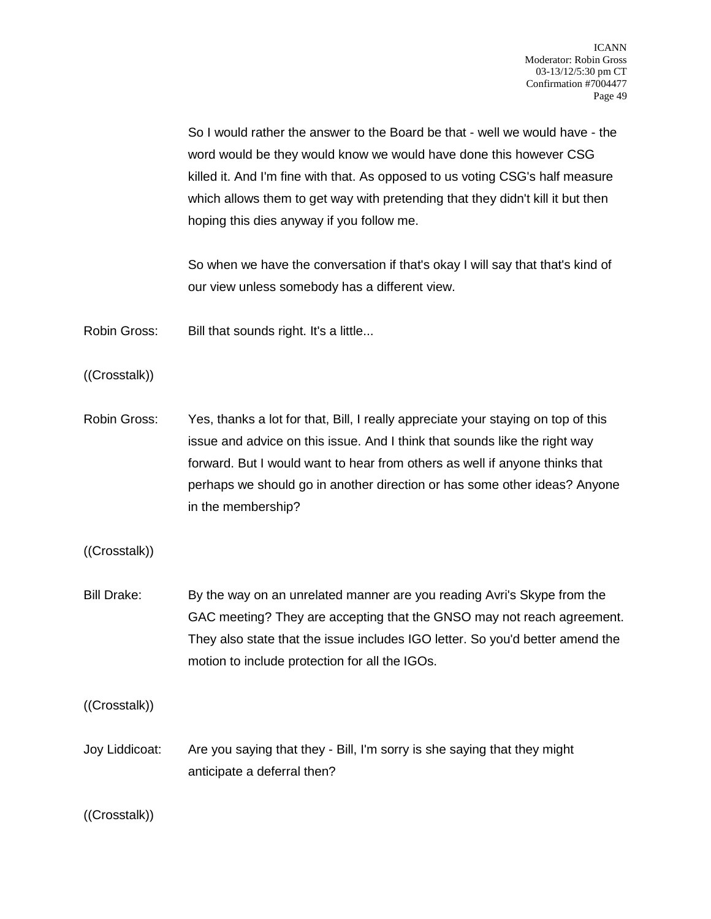So I would rather the answer to the Board be that - well we would have - the word would be they would know we would have done this however CSG killed it. And I'm fine with that. As opposed to us voting CSG's half measure which allows them to get way with pretending that they didn't kill it but then hoping this dies anyway if you follow me.

So when we have the conversation if that's okay I will say that that's kind of our view unless somebody has a different view.

Robin Gross: Bill that sounds right. It's a little...

((Crosstalk))

Robin Gross: Yes, thanks a lot for that, Bill, I really appreciate your staying on top of this issue and advice on this issue. And I think that sounds like the right way forward. But I would want to hear from others as well if anyone thinks that perhaps we should go in another direction or has some other ideas? Anyone in the membership?

((Crosstalk))

Bill Drake: By the way on an unrelated manner are you reading Avri's Skype from the GAC meeting? They are accepting that the GNSO may not reach agreement. They also state that the issue includes IGO letter. So you'd better amend the motion to include protection for all the IGOs.

((Crosstalk))

Joy Liddicoat: Are you saying that they - Bill, I'm sorry is she saying that they might anticipate a deferral then?

((Crosstalk))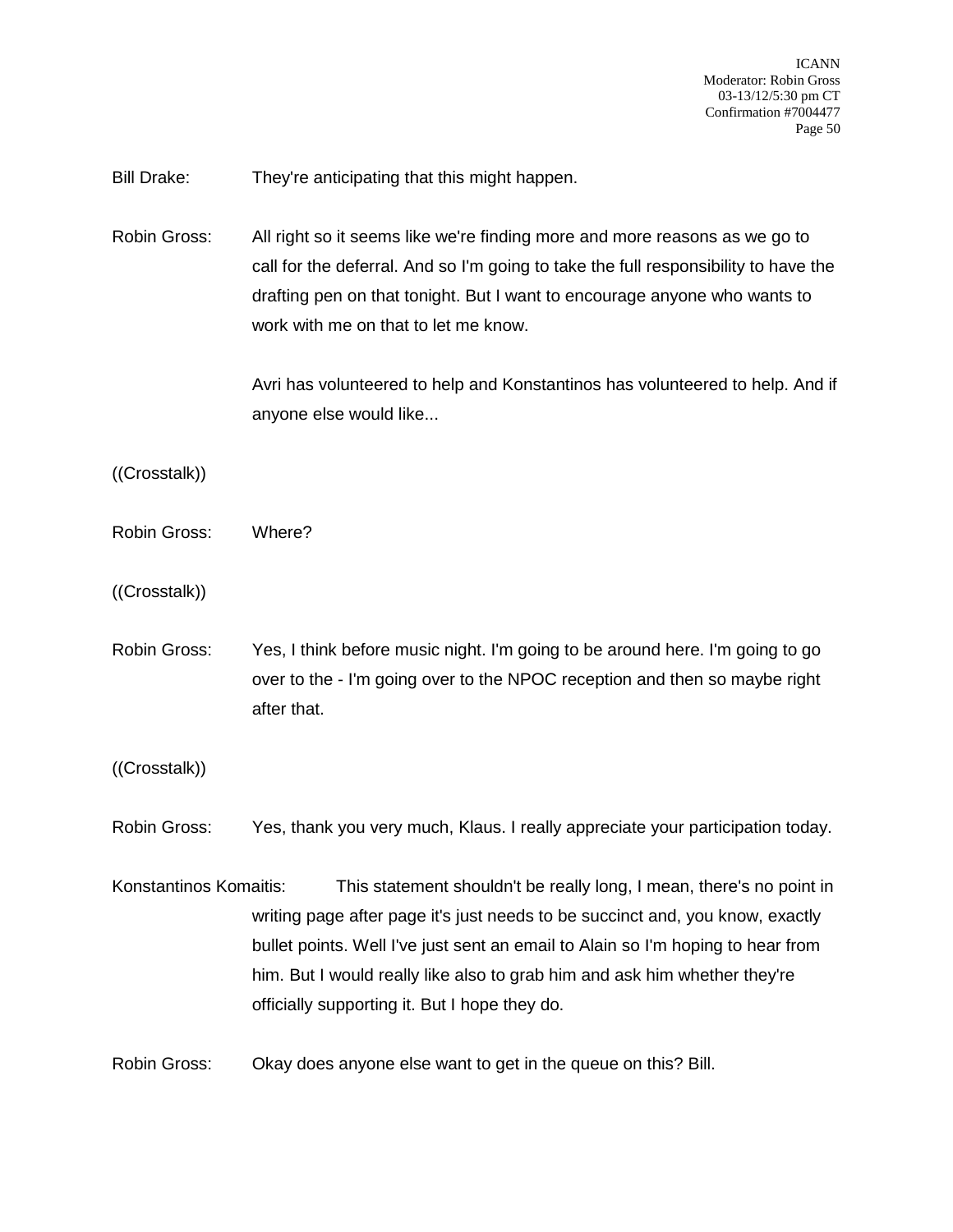Bill Drake: They're anticipating that this might happen.

Robin Gross: All right so it seems like we're finding more and more reasons as we go to call for the deferral. And so I'm going to take the full responsibility to have the drafting pen on that tonight. But I want to encourage anyone who wants to work with me on that to let me know.

Avri has volunteered to help and Konstantinos has volunteered to help. And if anyone else would like...

((Crosstalk))

Robin Gross: Where?

((Crosstalk))

Robin Gross: Yes, I think before music night. I'm going to be around here. I'm going to go over to the - I'm going over to the NPOC reception and then so maybe right after that.

((Crosstalk))

Robin Gross: Yes, thank you very much, Klaus. I really appreciate your participation today.

Konstantinos Komaitis: This statement shouldn't be really long, I mean, there's no point in writing page after page it's just needs to be succinct and, you know, exactly bullet points. Well I've just sent an email to Alain so I'm hoping to hear from him. But I would really like also to grab him and ask him whether they're officially supporting it. But I hope they do.

Robin Gross: Okay does anyone else want to get in the queue on this? Bill.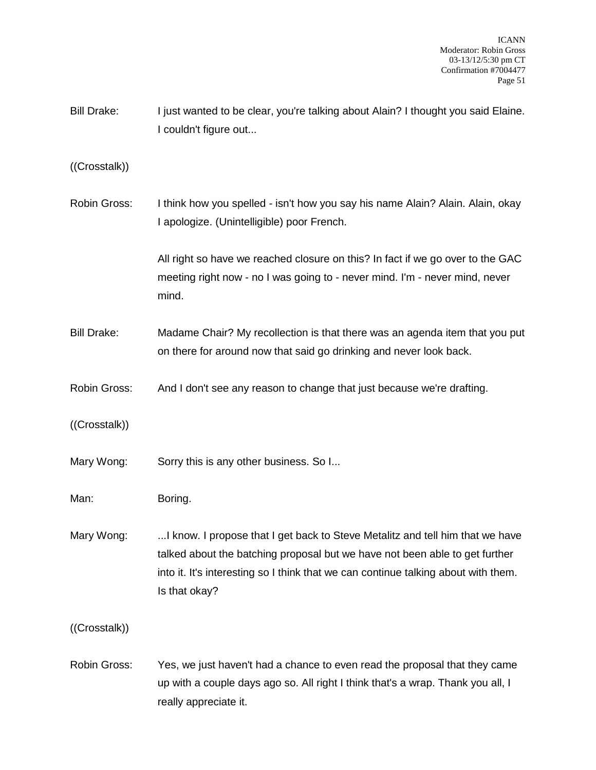Bill Drake: I just wanted to be clear, you're talking about Alain? I thought you said Elaine. I couldn't figure out...

((Crosstalk))

Robin Gross: I think how you spelled - isn't how you say his name Alain? Alain. Alain, okay I apologize. (Unintelligible) poor French.

All right so have we reached closure on this? In fact if we go over to the GAC meeting right now - no I was going to - never mind. I'm - never mind, never mind.

Bill Drake: Madame Chair? My recollection is that there was an agenda item that you put on there for around now that said go drinking and never look back.

Robin Gross: And I don't see any reason to change that just because we're drafting.

((Crosstalk))

Mary Wong: Sorry this is any other business. So I...

Man: Boring.

Mary Wong: ...I know. I propose that I get back to Steve Metalitz and tell him that we have talked about the batching proposal but we have not been able to get further into it. It's interesting so I think that we can continue talking about with them. Is that okay?

((Crosstalk))

Robin Gross: Yes, we just haven't had a chance to even read the proposal that they came up with a couple days ago so. All right I think that's a wrap. Thank you all, I really appreciate it.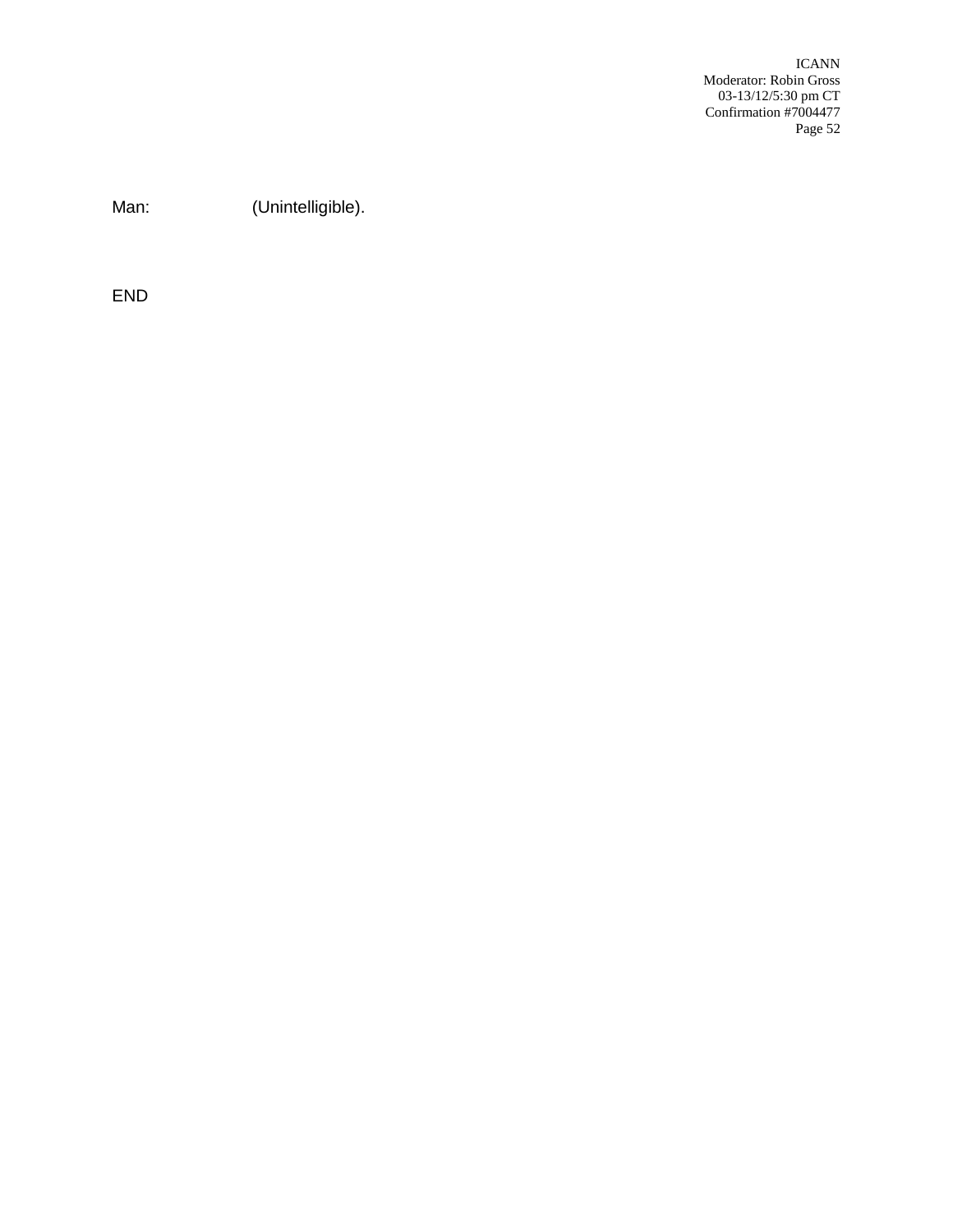Man: (Unintelligible).

END